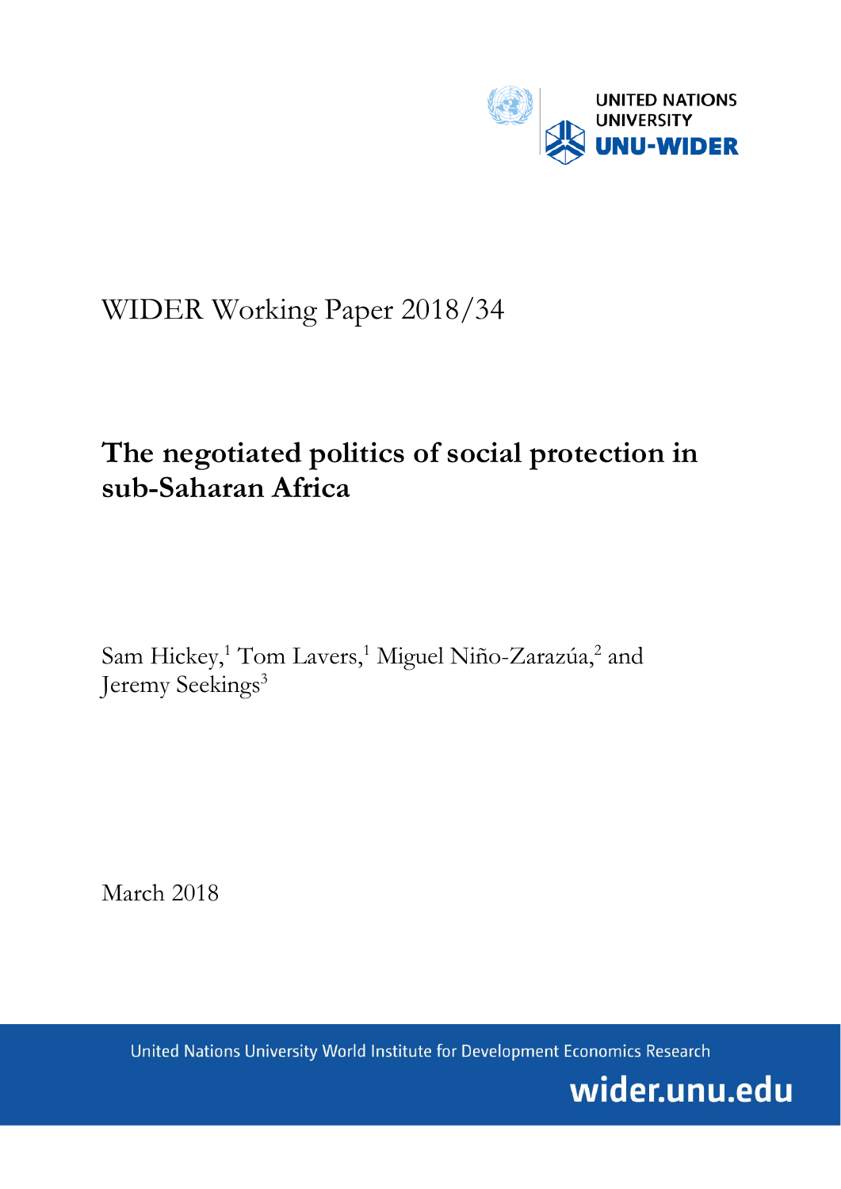UNITED NATIONS UNIVERSITY

UNU-WIDER

WIDER Working Paper 2018/34

# The negotiated politics of social protection in sub-Saharan Africa

Sam Hickey,[1] Tom Lavers,[1] Miguel Niño-Zarazúa,[2] and Jeremy Seekings[3]

March 2018

United Nations University World Institute for Development Economics Research

wider.unu.edu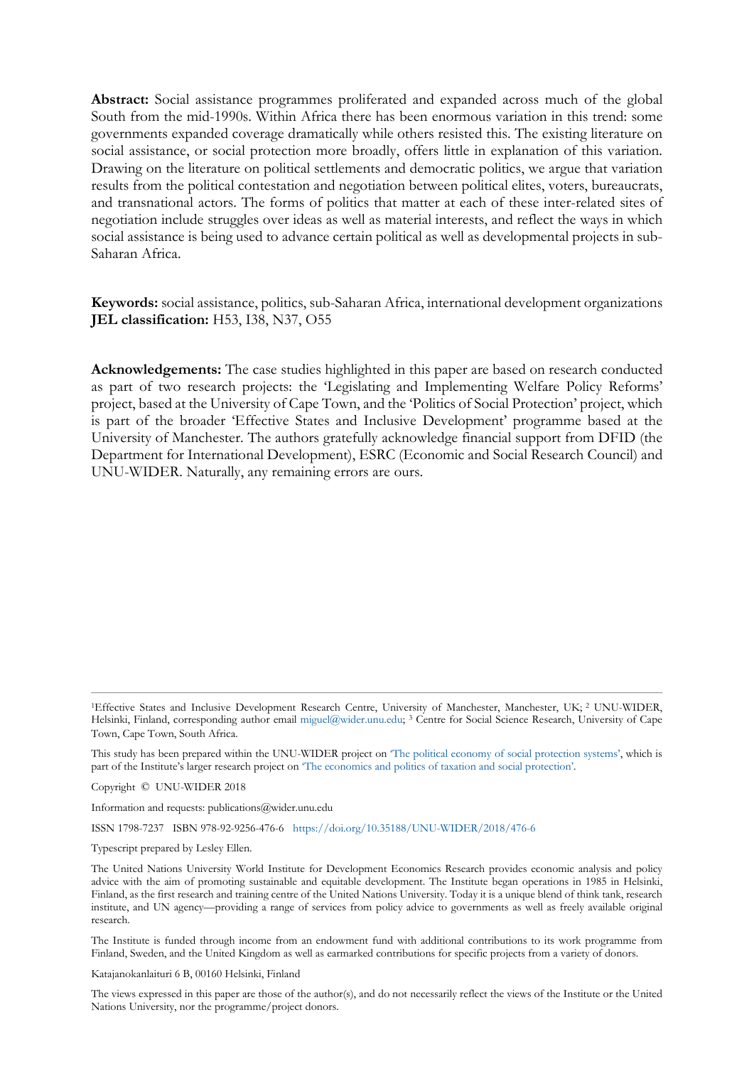**Abstract:** Social assistance programmes proliferated and expanded across much of the global South from the mid-1990s. Within Africa there has been enormous variation in this trend: some governments expanded coverage dramatically while others resisted this. The existing literature on social assistance, or social protection more broadly, offers little in explanation of this variation. Drawing on the literature on political settlements and democratic politics, we argue that variation results from the political contestation and negotiation between political elites, voters, bureaucrats, and transnational actors. The forms of politics that matter at each of these inter-related sites of negotiation include struggles over ideas as well as material interests, and reflect the ways in which social assistance is being used to advance certain political as well as developmental projects in sub-Saharan Africa.

**Keywords:** social assistance, politics, sub-Saharan Africa, international development organizations
**JEL classification:** H53, I38, N37, O55

**Acknowledgements:** The case studies highlighted in this paper are based on research conducted as part of two research projects: the 'Legislating and Implementing Welfare Policy Reforms' project, based at the University of Cape Town, and the 'Politics of Social Protection' project, which is part of the broader 'Effective States and Inclusive Development' programme based at the University of Manchester. The authors gratefully acknowledge financial support from DFID (the Department for International Development), ESRC (Economic and Social Research Council) and UNU-WIDER. Naturally, any remaining errors are ours.

---

[1]Effective States and Inclusive Development Research Centre, University of Manchester, Manchester, UK; [2] UNU-WIDER, Helsinki, Finland, corresponding author email miguel@wider.unu.edu; [3] Centre for Social Science Research, University of Cape Town, Cape Town, South Africa.

This study has been prepared within the UNU-WIDER project on 'The political economy of social protection systems', which is part of the Institute's larger research project on 'The economics and politics of taxation and social protection'.

Copyright © UNU-WIDER 2018

Information and requests: publications@wider.unu.edu

ISSN 1798-7237 ISBN 978-92-9256-476-6 https://doi.org/10.35188/UNU-WIDER/2018/476-6

Typescript prepared by Lesley Ellen.

The United Nations University World Institute for Development Economics Research provides economic analysis and policy advice with the aim of promoting sustainable and equitable development. The Institute began operations in 1985 in Helsinki, Finland, as the first research and training centre of the United Nations University. Today it is a unique blend of think tank, research institute, and UN agency—providing a range of services from policy advice to governments as well as freely available original research.

The Institute is funded through income from an endowment fund with additional contributions to its work programme from Finland, Sweden, and the United Kingdom as well as earmarked contributions for specific projects from a variety of donors.

Katajanokanlaituri 6 B, 00160 Helsinki, Finland

The views expressed in this paper are those of the author(s), and do not necessarily reflect the views of the Institute or the United Nations University, nor the programme/project donors.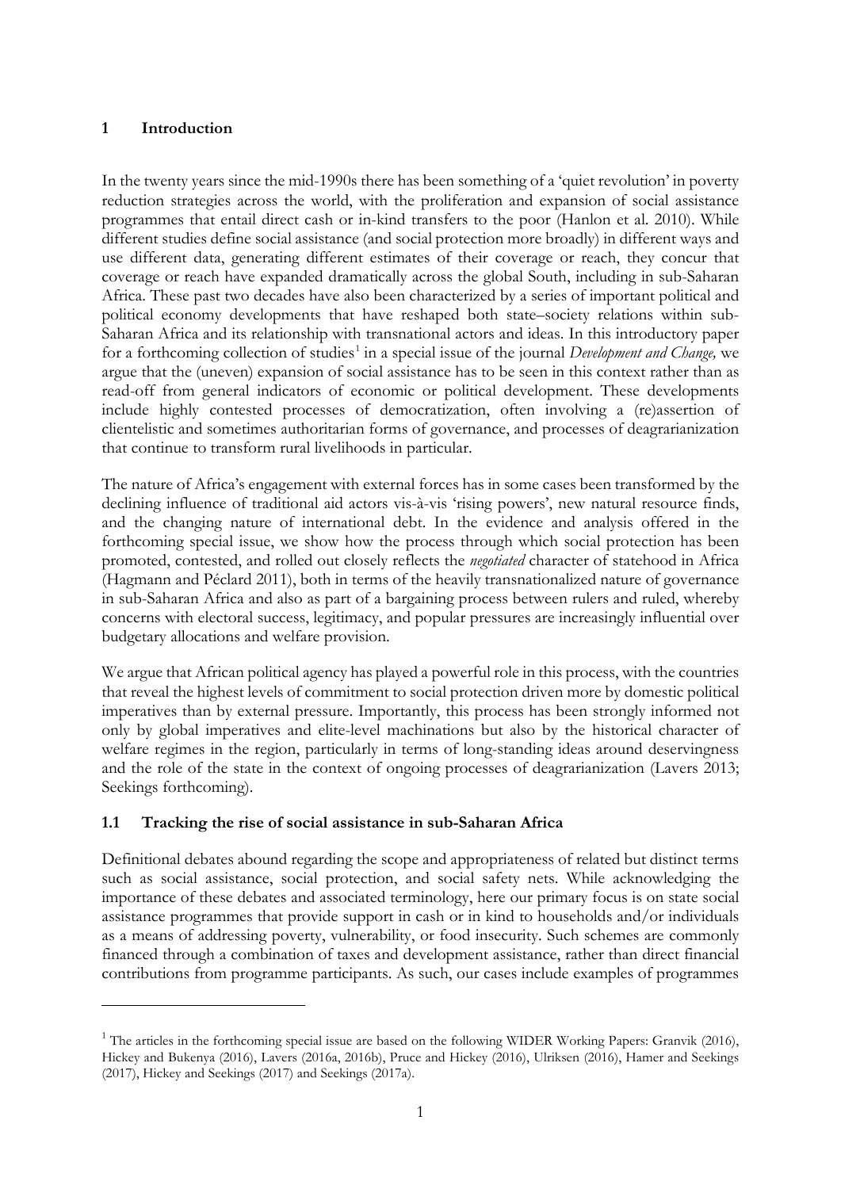# 1 Introduction

In the twenty years since the mid-1990s there has been something of a 'quiet revolution' in poverty reduction strategies across the world, with the proliferation and expansion of social assistance programmes that entail direct cash or in-kind transfers to the poor (Hanlon et al. 2010). While different studies define social assistance (and social protection more broadly) in different ways and use different data, generating different estimates of their coverage or reach, they concur that coverage or reach have expanded dramatically across the global South, including in sub-Saharan Africa. These past two decades have also been characterized by a series of important political and political economy developments that have reshaped both state–society relations within sub-Saharan Africa and its relationship with transnational actors and ideas. In this introductory paper for a forthcoming collection of studies[1] in a special issue of the journal *Development and Change,* we argue that the (uneven) expansion of social assistance has to be seen in this context rather than as read-off from general indicators of economic or political development. These developments include highly contested processes of democratization, often involving a (re)assertion of clientelistic and sometimes authoritarian forms of governance, and processes of deagrarianization that continue to transform rural livelihoods in particular.

The nature of Africa's engagement with external forces has in some cases been transformed by the declining influence of traditional aid actors vis-à-vis 'rising powers', new natural resource finds, and the changing nature of international debt. In the evidence and analysis offered in the forthcoming special issue, we show how the process through which social protection has been promoted, contested, and rolled out closely reflects the *negotiated* character of statehood in Africa (Hagmann and Péclard 2011), both in terms of the heavily transnationalized nature of governance in sub-Saharan Africa and also as part of a bargaining process between rulers and ruled, whereby concerns with electoral success, legitimacy, and popular pressures are increasingly influential over budgetary allocations and welfare provision.

We argue that African political agency has played a powerful role in this process, with the countries that reveal the highest levels of commitment to social protection driven more by domestic political imperatives than by external pressure. Importantly, this process has been strongly informed not only by global imperatives and elite-level machinations but also by the historical character of welfare regimes in the region, particularly in terms of long-standing ideas around deservingness and the role of the state in the context of ongoing processes of deagrarianization (Lavers 2013; Seekings forthcoming).

## 1.1 Tracking the rise of social assistance in sub-Saharan Africa

Definitional debates abound regarding the scope and appropriateness of related but distinct terms such as social assistance, social protection, and social safety nets. While acknowledging the importance of these debates and associated terminology, here our primary focus is on state social assistance programmes that provide support in cash or in kind to households and/or individuals as a means of addressing poverty, vulnerability, or food insecurity. Such schemes are commonly financed through a combination of taxes and development assistance, rather than direct financial contributions from programme participants. As such, our cases include examples of programmes

[1] The articles in the forthcoming special issue are based on the following WIDER Working Papers: Granvik (2016), Hickey and Bukenya (2016), Lavers (2016a, 2016b), Pruce and Hickey (2016), Ulriksen (2016), Hamer and Seekings (2017), Hickey and Seekings (2017) and Seekings (2017a).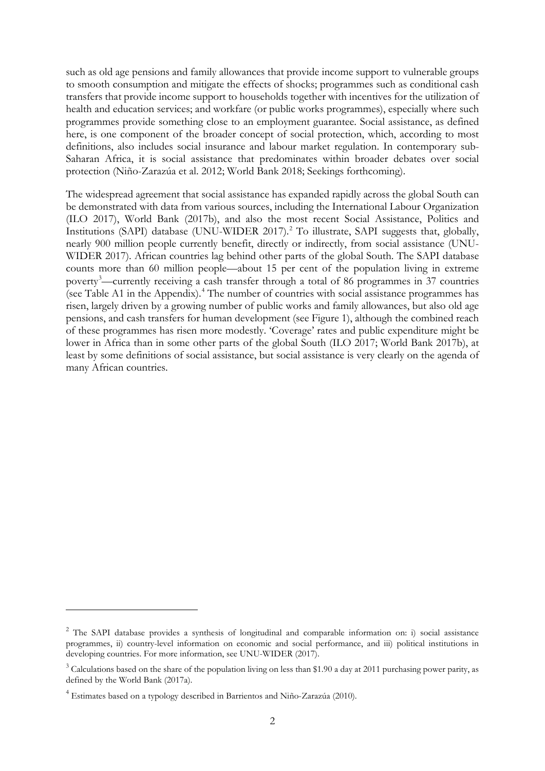such as old age pensions and family allowances that provide income support to vulnerable groups to smooth consumption and mitigate the effects of shocks; programmes such as conditional cash transfers that provide income support to households together with incentives for the utilization of health and education services; and workfare (or public works programmes), especially where such programmes provide something close to an employment guarantee. Social assistance, as defined here, is one component of the broader concept of social protection, which, according to most definitions, also includes social insurance and labour market regulation. In contemporary sub-Saharan Africa, it is social assistance that predominates within broader debates over social protection (Niño-Zarazúa et al. 2012; World Bank 2018; Seekings forthcoming).

The widespread agreement that social assistance has expanded rapidly across the global South can be demonstrated with data from various sources, including the International Labour Organization (ILO 2017), World Bank (2017b), and also the most recent Social Assistance, Politics and Institutions (SAPI) database (UNU-WIDER 2017).[2] To illustrate, SAPI suggests that, globally, nearly 900 million people currently benefit, directly or indirectly, from social assistance (UNU-WIDER 2017). African countries lag behind other parts of the global South. The SAPI database counts more than 60 million people—about 15 per cent of the population living in extreme poverty[3]—currently receiving a cash transfer through a total of 86 programmes in 37 countries (see Table A1 in the Appendix).[4] The number of countries with social assistance programmes has risen, largely driven by a growing number of public works and family allowances, but also old age pensions, and cash transfers for human development (see Figure 1), although the combined reach of these programmes has risen more modestly. 'Coverage' rates and public expenditure might be lower in Africa than in some other parts of the global South (ILO 2017; World Bank 2017b), at least by some definitions of social assistance, but social assistance is very clearly on the agenda of many African countries.

---

[2] The SAPI database provides a synthesis of longitudinal and comparable information on: i) social assistance programmes, ii) country-level information on economic and social performance, and iii) political institutions in developing countries. For more information, see UNU-WIDER (2017).

[3] Calculations based on the share of the population living on less than $1.90 a day at 2011 purchasing power parity, as defined by the World Bank (2017a).

[4] Estimates based on a typology described in Barrientos and Niño-Zarazúa (2010).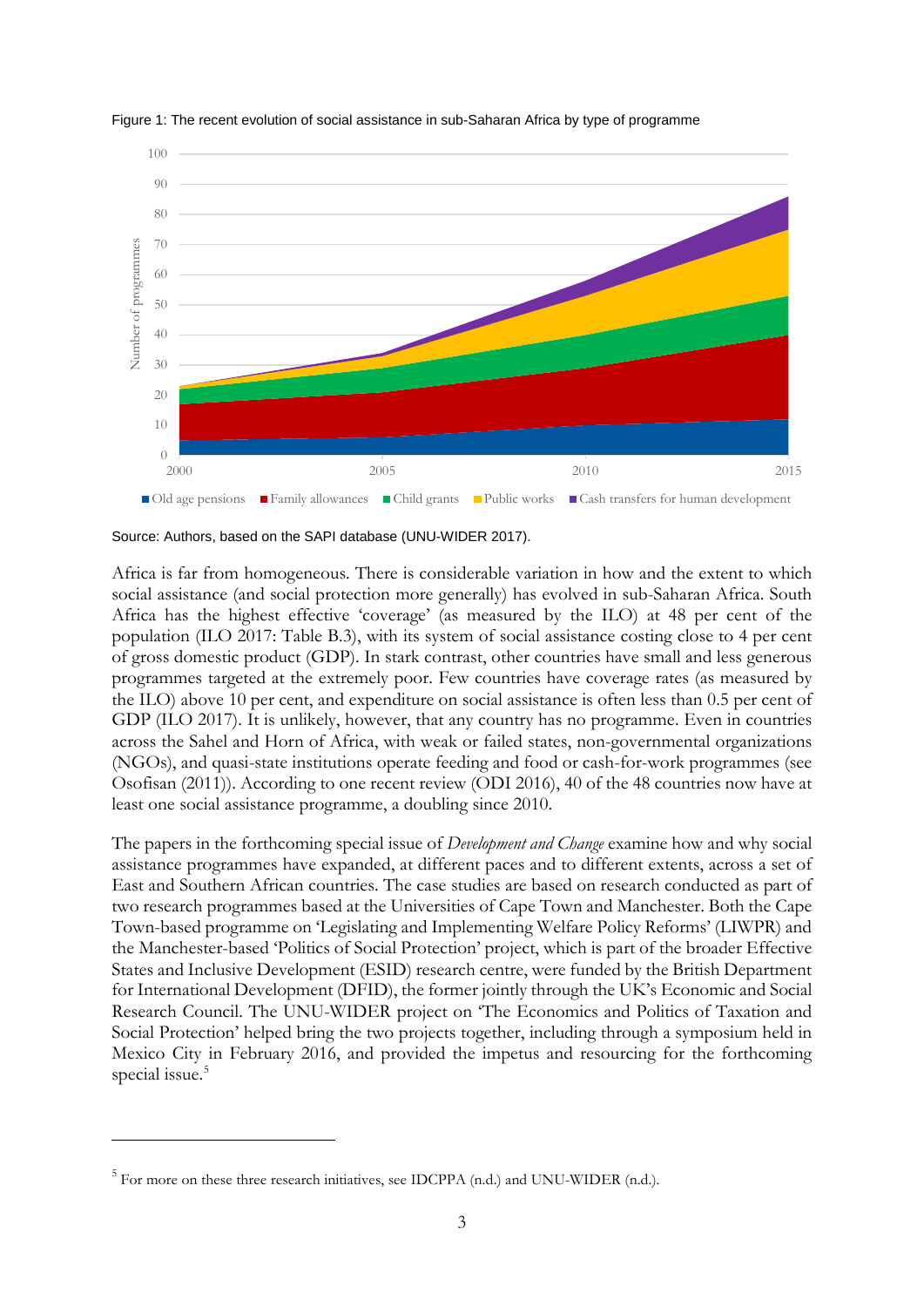Figure 1: The recent evolution of social assistance in sub-Saharan Africa by type of programme

Source: Authors, based on the SAPI database (UNU-WIDER 2017).

Africa is far from homogeneous. There is considerable variation in how and the extent to which social assistance (and social protection more generally) has evolved in sub-Saharan Africa. South Africa has the highest effective 'coverage' (as measured by the ILO) at 48 per cent of the population (ILO 2017: Table B.3), with its system of social assistance costing close to 4 per cent of gross domestic product (GDP). In stark contrast, other countries have small and less generous programmes targeted at the extremely poor. Few countries have coverage rates (as measured by the ILO) above 10 per cent, and expenditure on social assistance is often less than 0.5 per cent of GDP (ILO 2017). It is unlikely, however, that any country has no programme. Even in countries across the Sahel and Horn of Africa, with weak or failed states, non-governmental organizations (NGOs), and quasi-state institutions operate feeding and food or cash-for-work programmes (see Osofisan (2011)). According to one recent review (ODI 2016), 40 of the 48 countries now have at least one social assistance programme, a doubling since 2010.

The papers in the forthcoming special issue of *Development and Change* examine how and why social assistance programmes have expanded, at different paces and to different extents, across a set of East and Southern African countries. The case studies are based on research conducted as part of two research programmes based at the Universities of Cape Town and Manchester. Both the Cape Town-based programme on 'Legislating and Implementing Welfare Policy Reforms' (LIWPR) and the Manchester-based 'Politics of Social Protection' project, which is part of the broader Effective States and Inclusive Development (ESID) research centre, were funded by the British Department for International Development (DFID), the former jointly through the UK's Economic and Social Research Council. The UNU-WIDER project on 'The Economics and Politics of Taxation and Social Protection' helped bring the two projects together, including through a symposium held in Mexico City in February 2016, and provided the impetus and resourcing for the forthcoming special issue.[5]

[5] For more on these three research initiatives, see IDCPPA (n.d.) and UNU-WIDER (n.d.).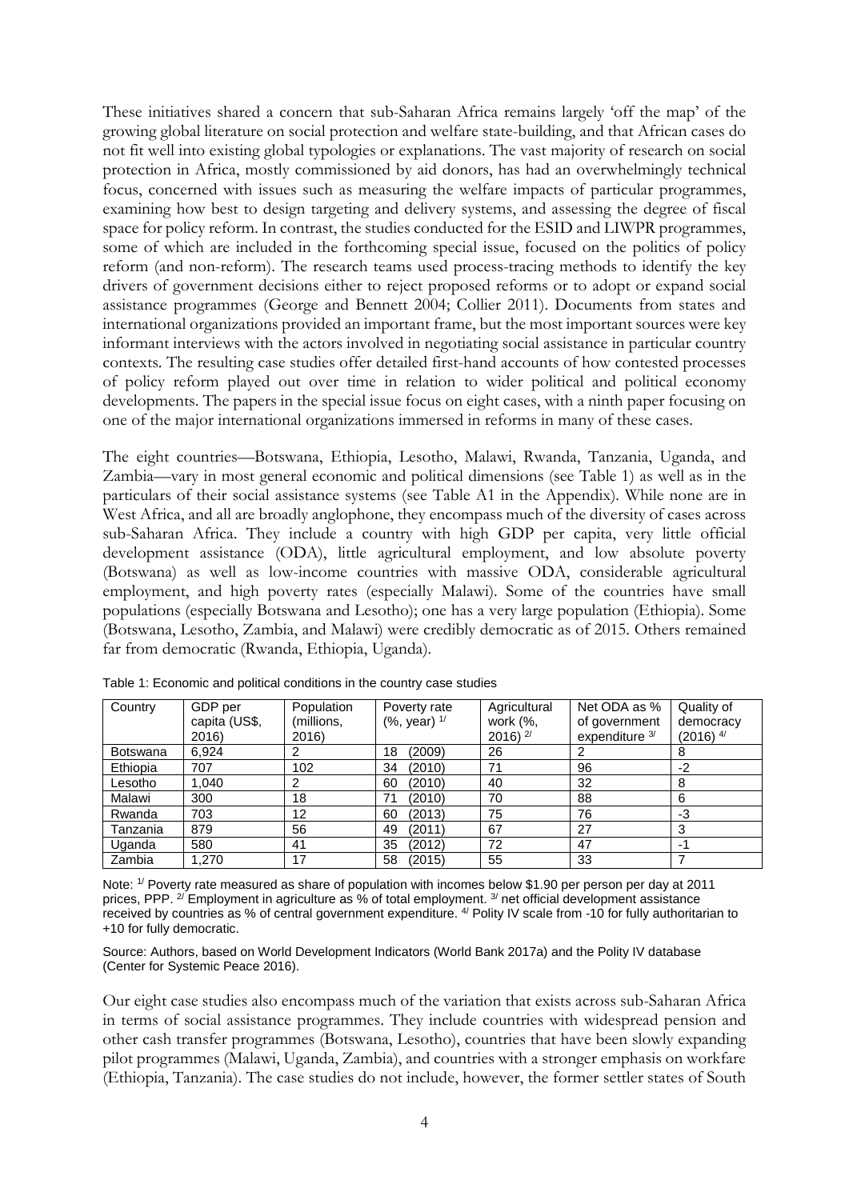These initiatives shared a concern that sub-Saharan Africa remains largely 'off the map' of the growing global literature on social protection and welfare state-building, and that African cases do not fit well into existing global typologies or explanations. The vast majority of research on social protection in Africa, mostly commissioned by aid donors, has had an overwhelmingly technical focus, concerned with issues such as measuring the welfare impacts of particular programmes, examining how best to design targeting and delivery systems, and assessing the degree of fiscal space for policy reform. In contrast, the studies conducted for the ESID and LIWPR programmes, some of which are included in the forthcoming special issue, focused on the politics of policy reform (and non-reform). The research teams used process-tracing methods to identify the key drivers of government decisions either to reject proposed reforms or to adopt or expand social assistance programmes (George and Bennett 2004; Collier 2011). Documents from states and international organizations provided an important frame, but the most important sources were key informant interviews with the actors involved in negotiating social assistance in particular country contexts. The resulting case studies offer detailed first-hand accounts of how contested processes of policy reform played out over time in relation to wider political and political economy developments. The papers in the special issue focus on eight cases, with a ninth paper focusing on one of the major international organizations immersed in reforms in many of these cases.

The eight countries—Botswana, Ethiopia, Lesotho, Malawi, Rwanda, Tanzania, Uganda, and Zambia—vary in most general economic and political dimensions (see Table 1) as well as in the particulars of their social assistance systems (see Table A1 in the Appendix). While none are in West Africa, and all are broadly anglophone, they encompass much of the diversity of cases across sub-Saharan Africa. They include a country with high GDP per capita, very little official development assistance (ODA), little agricultural employment, and low absolute poverty (Botswana) as well as low-income countries with massive ODA, considerable agricultural employment, and high poverty rates (especially Malawi). Some of the countries have small populations (especially Botswana and Lesotho); one has a very large population (Ethiopia). Some (Botswana, Lesotho, Zambia, and Malawi) were credibly democratic as of 2015. Others remained far from democratic (Rwanda, Ethiopia, Uganda).

Table 1: Economic and political conditions in the country case studies

| Country | GDP per capita (US$, 2016) | Population (millions, 2016) | Poverty rate (%, year) [1/] | Agricultural work (%, 2016) [2/] | Net ODA as % of government expenditure [3/] | Quality of democracy (2016) [4/] |
|---|---|---|---|---|---|---|
| Botswana | 6,924 | 2 | 18 (2009) | 26 | 2 | 8 |
| Ethiopia | 707 | 102 | 34 (2010) | 71 | 96 | -2 |
| Lesotho | 1,040 | 2 | 60 (2010) | 40 | 32 | 8 |
| Malawi | 300 | 18 | 71 (2010) | 70 | 88 | 6 |
| Rwanda | 703 | 12 | 60 (2013) | 75 | 76 | -3 |
| Tanzania | 879 | 56 | 49 (2011) | 67 | 27 | 3 |
| Uganda | 580 | 41 | 35 (2012) | 72 | 47 | -1 |
| Zambia | 1,270 | 17 | 58 (2015) | 55 | 33 | 7 |

Note: [1/] Poverty rate measured as share of population with incomes below $1.90 per person per day at 2011 prices, PPP. [2/] Employment in agriculture as % of total employment. [3/] net official development assistance received by countries as % of central government expenditure. [4/] Polity IV scale from -10 for fully authoritarian to +10 for fully democratic.

Source: Authors, based on World Development Indicators (World Bank 2017a) and the Polity IV database (Center for Systemic Peace 2016).

Our eight case studies also encompass much of the variation that exists across sub-Saharan Africa in terms of social assistance programmes. They include countries with widespread pension and other cash transfer programmes (Botswana, Lesotho), countries that have been slowly expanding pilot programmes (Malawi, Uganda, Zambia), and countries with a stronger emphasis on workfare (Ethiopia, Tanzania). The case studies do not include, however, the former settler states of South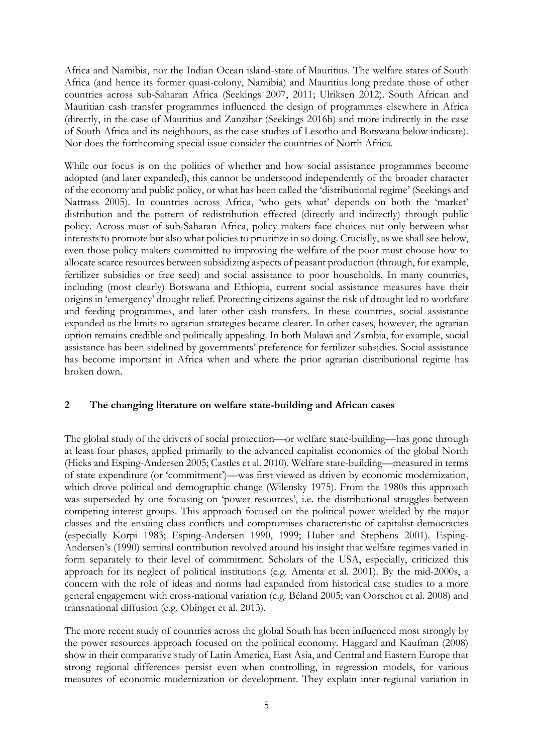Africa and Namibia, nor the Indian Ocean island-state of Mauritius. The welfare states of South Africa (and hence its former quasi-colony, Namibia) and Mauritius long predate those of other countries across sub-Saharan Africa (Seekings 2007, 2011; Ulriksen 2012). South African and Mauritian cash transfer programmes influenced the design of programmes elsewhere in Africa (directly, in the case of Mauritius and Zanzibar (Seekings 2016b) and more indirectly in the case of South Africa and its neighbours, as the case studies of Lesotho and Botswana below indicate). Nor does the forthcoming special issue consider the countries of North Africa.

While our focus is on the politics of whether and how social assistance programmes become adopted (and later expanded), this cannot be understood independently of the broader character of the economy and public policy, or what has been called the 'distributional regime' (Seekings and Nattrass 2005). In countries across Africa, 'who gets what' depends on both the 'market' distribution and the pattern of redistribution effected (directly and indirectly) through public policy. Across most of sub-Saharan Africa, policy makers face choices not only between what interests to promote but also what policies to prioritize in so doing. Crucially, as we shall see below, even those policy makers committed to improving the welfare of the poor must choose how to allocate scarce resources between subsidizing aspects of peasant production (through, for example, fertilizer subsidies or free seed) and social assistance to poor households. In many countries, including (most clearly) Botswana and Ethiopia, current social assistance measures have their origins in 'emergency' drought relief. Protecting citizens against the risk of drought led to workfare and feeding programmes, and later other cash transfers. In these countries, social assistance expanded as the limits to agrarian strategies became clearer. In other cases, however, the agrarian option remains credible and politically appealing. In both Malawi and Zambia, for example, social assistance has been sidelined by governments' preference for fertilizer subsidies. Social assistance has become important in Africa when and where the prior agrarian distributional regime has broken down.

## 2 The changing literature on welfare state-building and African cases

The global study of the drivers of social protection—or welfare state-building—has gone through at least four phases, applied primarily to the advanced capitalist economies of the global North (Hicks and Esping-Andersen 2005; Castles et al. 2010). Welfare state-building—measured in terms of state expenditure (or 'commitment')—was first viewed as driven by economic modernization, which drove political and demographic change (Wilensky 1975). From the 1980s this approach was superseded by one focusing on 'power resources', i.e. the distributional struggles between competing interest groups. This approach focused on the political power wielded by the major classes and the ensuing class conflicts and compromises characteristic of capitalist democracies (especially Korpi 1983; Esping-Andersen 1990, 1999; Huber and Stephens 2001). Esping-Andersen's (1990) seminal contribution revolved around his insight that welfare regimes varied in form separately to their level of commitment. Scholars of the USA, especially, criticized this approach for its neglect of political institutions (e.g. Amenta et al. 2001). By the mid-2000s, a concern with the role of ideas and norms had expanded from historical case studies to a more general engagement with cross-national variation (e.g. Béland 2005; van Oorschot et al. 2008) and transnational diffusion (e.g. Obinger et al. 2013).

The more recent study of countries across the global South has been influenced most strongly by the power resources approach focused on the political economy. Haggard and Kaufman (2008) show in their comparative study of Latin America, East Asia, and Central and Eastern Europe that strong regional differences persist even when controlling, in regression models, for various measures of economic modernization or development. They explain inter-regional variation in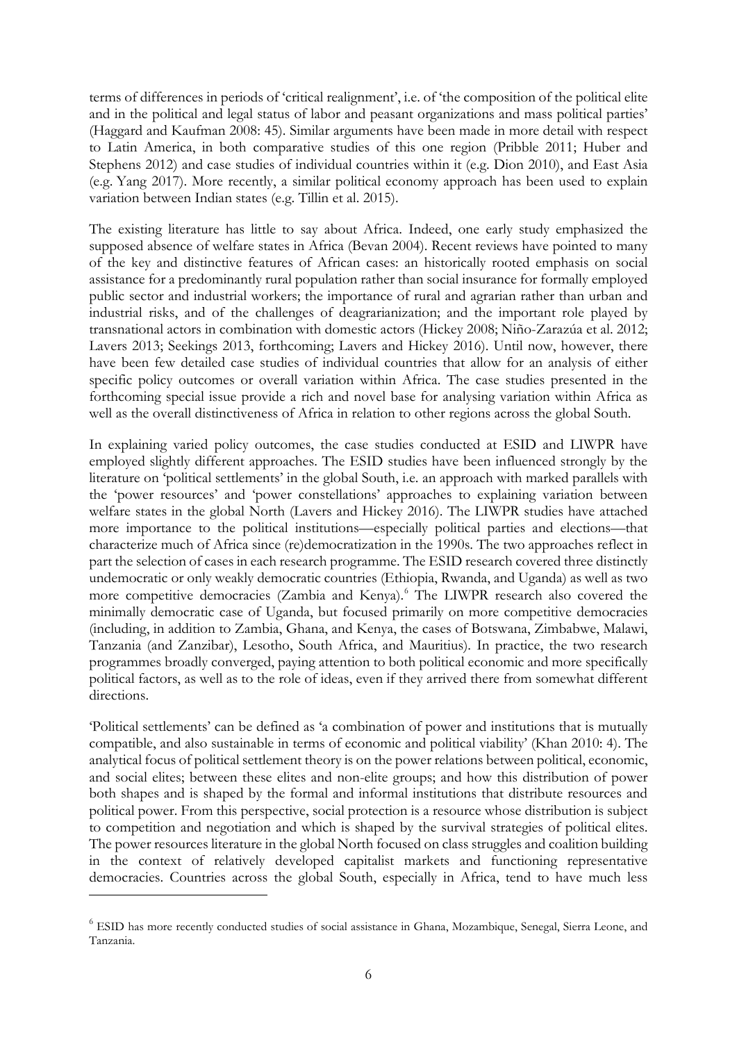terms of differences in periods of 'critical realignment', i.e. of 'the composition of the political elite and in the political and legal status of labor and peasant organizations and mass political parties' (Haggard and Kaufman 2008: 45). Similar arguments have been made in more detail with respect to Latin America, in both comparative studies of this one region (Pribble 2011; Huber and Stephens 2012) and case studies of individual countries within it (e.g. Dion 2010), and East Asia (e.g. Yang 2017). More recently, a similar political economy approach has been used to explain variation between Indian states (e.g. Tillin et al. 2015).

The existing literature has little to say about Africa. Indeed, one early study emphasized the supposed absence of welfare states in Africa (Bevan 2004). Recent reviews have pointed to many of the key and distinctive features of African cases: an historically rooted emphasis on social assistance for a predominantly rural population rather than social insurance for formally employed public sector and industrial workers; the importance of rural and agrarian rather than urban and industrial risks, and of the challenges of deagrarianization; and the important role played by transnational actors in combination with domestic actors (Hickey 2008; Niño-Zarazúa et al. 2012; Lavers 2013; Seekings 2013, forthcoming; Lavers and Hickey 2016). Until now, however, there have been few detailed case studies of individual countries that allow for an analysis of either specific policy outcomes or overall variation within Africa. The case studies presented in the forthcoming special issue provide a rich and novel base for analysing variation within Africa as well as the overall distinctiveness of Africa in relation to other regions across the global South.

In explaining varied policy outcomes, the case studies conducted at ESID and LIWPR have employed slightly different approaches. The ESID studies have been influenced strongly by the literature on 'political settlements' in the global South, i.e. an approach with marked parallels with the 'power resources' and 'power constellations' approaches to explaining variation between welfare states in the global North (Lavers and Hickey 2016). The LIWPR studies have attached more importance to the political institutions—especially political parties and elections—that characterize much of Africa since (re)democratization in the 1990s. The two approaches reflect in part the selection of cases in each research programme. The ESID research covered three distinctly undemocratic or only weakly democratic countries (Ethiopia, Rwanda, and Uganda) as well as two more competitive democracies (Zambia and Kenya).[6] The LIWPR research also covered the minimally democratic case of Uganda, but focused primarily on more competitive democracies (including, in addition to Zambia, Ghana, and Kenya, the cases of Botswana, Zimbabwe, Malawi, Tanzania (and Zanzibar), Lesotho, South Africa, and Mauritius). In practice, the two research programmes broadly converged, paying attention to both political economic and more specifically political factors, as well as to the role of ideas, even if they arrived there from somewhat different directions.

'Political settlements' can be defined as 'a combination of power and institutions that is mutually compatible, and also sustainable in terms of economic and political viability' (Khan 2010: 4). The analytical focus of political settlement theory is on the power relations between political, economic, and social elites; between these elites and non-elite groups; and how this distribution of power both shapes and is shaped by the formal and informal institutions that distribute resources and political power. From this perspective, social protection is a resource whose distribution is subject to competition and negotiation and which is shaped by the survival strategies of political elites. The power resources literature in the global North focused on class struggles and coalition building in the context of relatively developed capitalist markets and functioning representative democracies. Countries across the global South, especially in Africa, tend to have much less

[6] ESID has more recently conducted studies of social assistance in Ghana, Mozambique, Senegal, Sierra Leone, and Tanzania.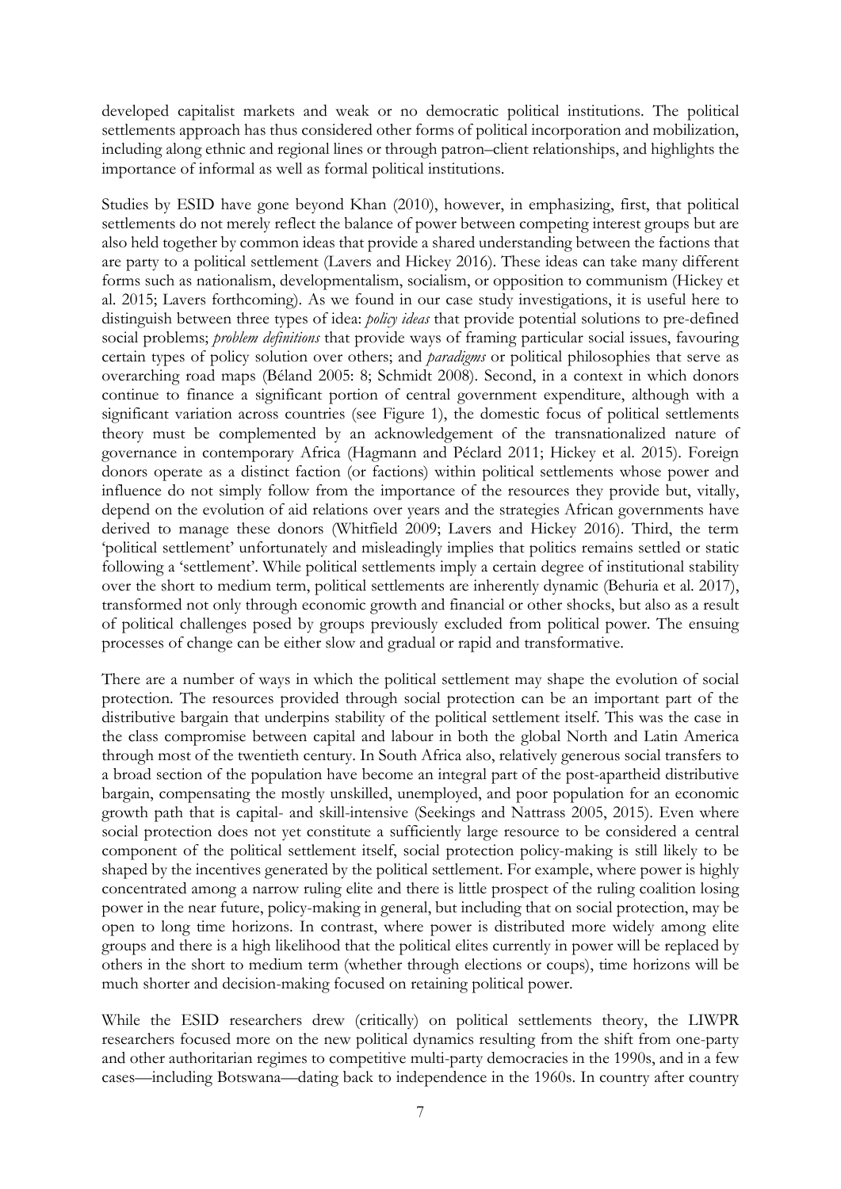developed capitalist markets and weak or no democratic political institutions. The political settlements approach has thus considered other forms of political incorporation and mobilization, including along ethnic and regional lines or through patron–client relationships, and highlights the importance of informal as well as formal political institutions.

Studies by ESID have gone beyond Khan (2010), however, in emphasizing, first, that political settlements do not merely reflect the balance of power between competing interest groups but are also held together by common ideas that provide a shared understanding between the factions that are party to a political settlement (Lavers and Hickey 2016). These ideas can take many different forms such as nationalism, developmentalism, socialism, or opposition to communism (Hickey et al. 2015; Lavers forthcoming). As we found in our case study investigations, it is useful here to distinguish between three types of idea: *policy ideas* that provide potential solutions to pre-defined social problems; *problem definitions* that provide ways of framing particular social issues, favouring certain types of policy solution over others; and *paradigms* or political philosophies that serve as overarching road maps (Béland 2005: 8; Schmidt 2008). Second, in a context in which donors continue to finance a significant portion of central government expenditure, although with a significant variation across countries (see Figure 1), the domestic focus of political settlements theory must be complemented by an acknowledgement of the transnationalized nature of governance in contemporary Africa (Hagmann and Péclard 2011; Hickey et al. 2015). Foreign donors operate as a distinct faction (or factions) within political settlements whose power and influence do not simply follow from the importance of the resources they provide but, vitally, depend on the evolution of aid relations over years and the strategies African governments have derived to manage these donors (Whitfield 2009; Lavers and Hickey 2016). Third, the term 'political settlement' unfortunately and misleadingly implies that politics remains settled or static following a 'settlement'. While political settlements imply a certain degree of institutional stability over the short to medium term, political settlements are inherently dynamic (Behuria et al. 2017), transformed not only through economic growth and financial or other shocks, but also as a result of political challenges posed by groups previously excluded from political power. The ensuing processes of change can be either slow and gradual or rapid and transformative.

There are a number of ways in which the political settlement may shape the evolution of social protection. The resources provided through social protection can be an important part of the distributive bargain that underpins stability of the political settlement itself. This was the case in the class compromise between capital and labour in both the global North and Latin America through most of the twentieth century. In South Africa also, relatively generous social transfers to a broad section of the population have become an integral part of the post-apartheid distributive bargain, compensating the mostly unskilled, unemployed, and poor population for an economic growth path that is capital- and skill-intensive (Seekings and Nattrass 2005, 2015). Even where social protection does not yet constitute a sufficiently large resource to be considered a central component of the political settlement itself, social protection policy-making is still likely to be shaped by the incentives generated by the political settlement. For example, where power is highly concentrated among a narrow ruling elite and there is little prospect of the ruling coalition losing power in the near future, policy-making in general, but including that on social protection, may be open to long time horizons. In contrast, where power is distributed more widely among elite groups and there is a high likelihood that the political elites currently in power will be replaced by others in the short to medium term (whether through elections or coups), time horizons will be much shorter and decision-making focused on retaining political power.

While the ESID researchers drew (critically) on political settlements theory, the LIWPR researchers focused more on the new political dynamics resulting from the shift from one-party and other authoritarian regimes to competitive multi-party democracies in the 1990s, and in a few cases—including Botswana—dating back to independence in the 1960s. In country after country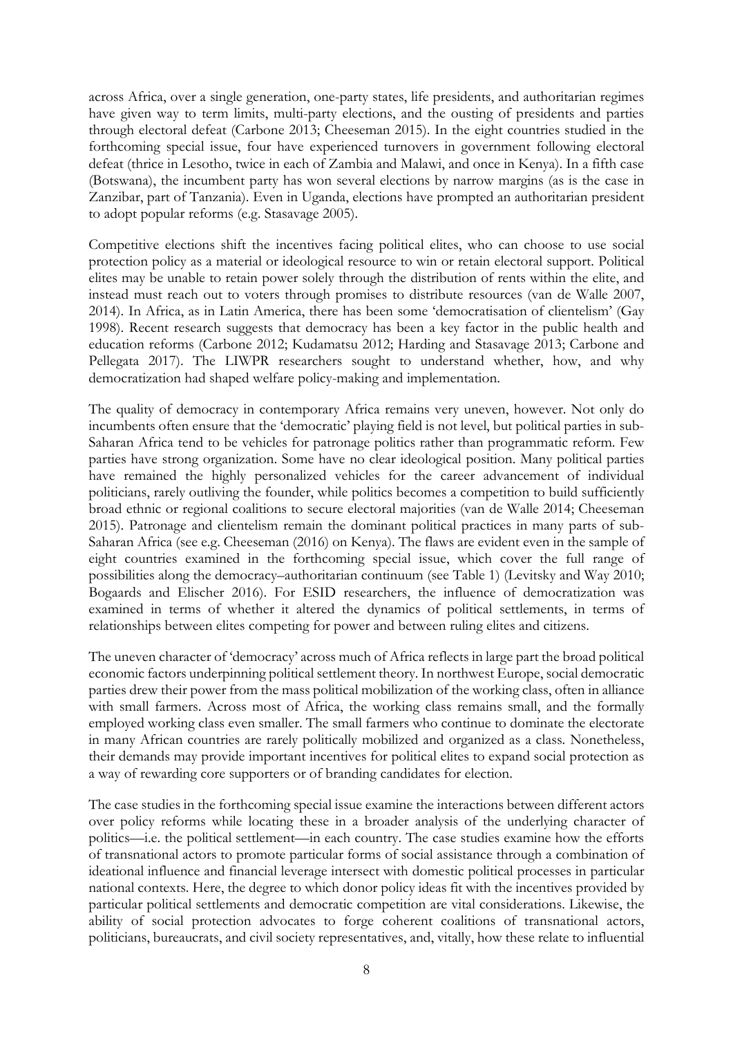across Africa, over a single generation, one-party states, life presidents, and authoritarian regimes have given way to term limits, multi-party elections, and the ousting of presidents and parties through electoral defeat (Carbone 2013; Cheeseman 2015). In the eight countries studied in the forthcoming special issue, four have experienced turnovers in government following electoral defeat (thrice in Lesotho, twice in each of Zambia and Malawi, and once in Kenya). In a fifth case (Botswana), the incumbent party has won several elections by narrow margins (as is the case in Zanzibar, part of Tanzania). Even in Uganda, elections have prompted an authoritarian president to adopt popular reforms (e.g. Stasavage 2005).

Competitive elections shift the incentives facing political elites, who can choose to use social protection policy as a material or ideological resource to win or retain electoral support. Political elites may be unable to retain power solely through the distribution of rents within the elite, and instead must reach out to voters through promises to distribute resources (van de Walle 2007, 2014). In Africa, as in Latin America, there has been some 'democratisation of clientelism' (Gay 1998). Recent research suggests that democracy has been a key factor in the public health and education reforms (Carbone 2012; Kudamatsu 2012; Harding and Stasavage 2013; Carbone and Pellegata 2017). The LIWPR researchers sought to understand whether, how, and why democratization had shaped welfare policy-making and implementation.

The quality of democracy in contemporary Africa remains very uneven, however. Not only do incumbents often ensure that the 'democratic' playing field is not level, but political parties in sub-Saharan Africa tend to be vehicles for patronage politics rather than programmatic reform. Few parties have strong organization. Some have no clear ideological position. Many political parties have remained the highly personalized vehicles for the career advancement of individual politicians, rarely outliving the founder, while politics becomes a competition to build sufficiently broad ethnic or regional coalitions to secure electoral majorities (van de Walle 2014; Cheeseman 2015). Patronage and clientelism remain the dominant political practices in many parts of sub-Saharan Africa (see e.g. Cheeseman (2016) on Kenya). The flaws are evident even in the sample of eight countries examined in the forthcoming special issue, which cover the full range of possibilities along the democracy–authoritarian continuum (see Table 1) (Levitsky and Way 2010; Bogaards and Elischer 2016). For ESID researchers, the influence of democratization was examined in terms of whether it altered the dynamics of political settlements, in terms of relationships between elites competing for power and between ruling elites and citizens.

The uneven character of 'democracy' across much of Africa reflects in large part the broad political economic factors underpinning political settlement theory. In northwest Europe, social democratic parties drew their power from the mass political mobilization of the working class, often in alliance with small farmers. Across most of Africa, the working class remains small, and the formally employed working class even smaller. The small farmers who continue to dominate the electorate in many African countries are rarely politically mobilized and organized as a class. Nonetheless, their demands may provide important incentives for political elites to expand social protection as a way of rewarding core supporters or of branding candidates for election.

The case studies in the forthcoming special issue examine the interactions between different actors over policy reforms while locating these in a broader analysis of the underlying character of politics—i.e. the political settlement—in each country. The case studies examine how the efforts of transnational actors to promote particular forms of social assistance through a combination of ideational influence and financial leverage intersect with domestic political processes in particular national contexts. Here, the degree to which donor policy ideas fit with the incentives provided by particular political settlements and democratic competition are vital considerations. Likewise, the ability of social protection advocates to forge coherent coalitions of transnational actors, politicians, bureaucrats, and civil society representatives, and, vitally, how these relate to influential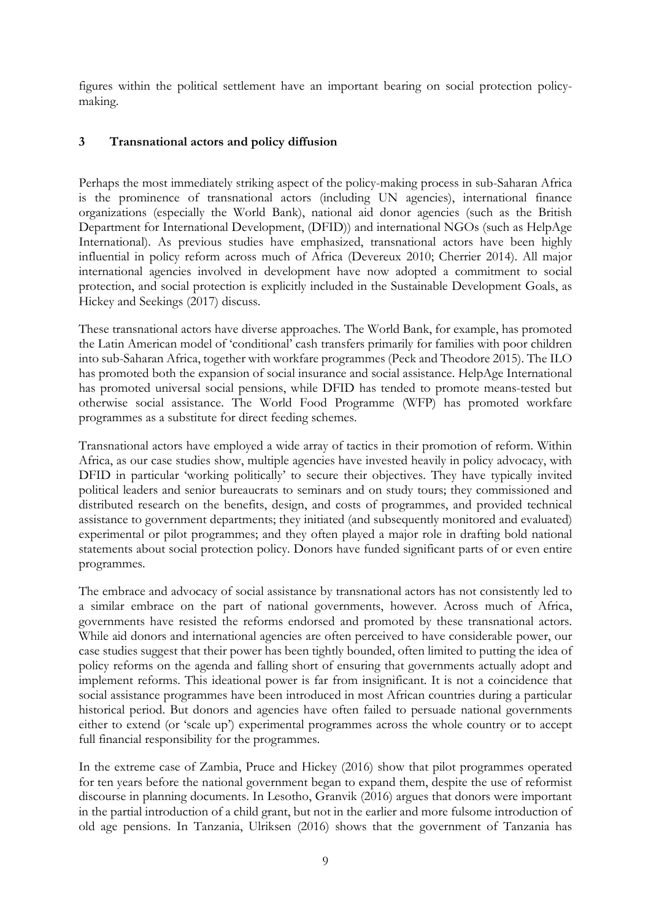figures within the political settlement have an important bearing on social protection policy-making.

## 3 Transnational actors and policy diffusion

Perhaps the most immediately striking aspect of the policy-making process in sub-Saharan Africa is the prominence of transnational actors (including UN agencies), international finance organizations (especially the World Bank), national aid donor agencies (such as the British Department for International Development, (DFID)) and international NGOs (such as HelpAge International). As previous studies have emphasized, transnational actors have been highly influential in policy reform across much of Africa (Devereux 2010; Cherrier 2014). All major international agencies involved in development have now adopted a commitment to social protection, and social protection is explicitly included in the Sustainable Development Goals, as Hickey and Seekings (2017) discuss.

These transnational actors have diverse approaches. The World Bank, for example, has promoted the Latin American model of 'conditional' cash transfers primarily for families with poor children into sub-Saharan Africa, together with workfare programmes (Peck and Theodore 2015). The ILO has promoted both the expansion of social insurance and social assistance. HelpAge International has promoted universal social pensions, while DFID has tended to promote means-tested but otherwise social assistance. The World Food Programme (WFP) has promoted workfare programmes as a substitute for direct feeding schemes.

Transnational actors have employed a wide array of tactics in their promotion of reform. Within Africa, as our case studies show, multiple agencies have invested heavily in policy advocacy, with DFID in particular 'working politically' to secure their objectives. They have typically invited political leaders and senior bureaucrats to seminars and on study tours; they commissioned and distributed research on the benefits, design, and costs of programmes, and provided technical assistance to government departments; they initiated (and subsequently monitored and evaluated) experimental or pilot programmes; and they often played a major role in drafting bold national statements about social protection policy. Donors have funded significant parts of or even entire programmes.

The embrace and advocacy of social assistance by transnational actors has not consistently led to a similar embrace on the part of national governments, however. Across much of Africa, governments have resisted the reforms endorsed and promoted by these transnational actors. While aid donors and international agencies are often perceived to have considerable power, our case studies suggest that their power has been tightly bounded, often limited to putting the idea of policy reforms on the agenda and falling short of ensuring that governments actually adopt and implement reforms. This ideational power is far from insignificant. It is not a coincidence that social assistance programmes have been introduced in most African countries during a particular historical period. But donors and agencies have often failed to persuade national governments either to extend (or 'scale up') experimental programmes across the whole country or to accept full financial responsibility for the programmes.

In the extreme case of Zambia, Pruce and Hickey (2016) show that pilot programmes operated for ten years before the national government began to expand them, despite the use of reformist discourse in planning documents. In Lesotho, Granvik (2016) argues that donors were important in the partial introduction of a child grant, but not in the earlier and more fulsome introduction of old age pensions. In Tanzania, Ulriksen (2016) shows that the government of Tanzania has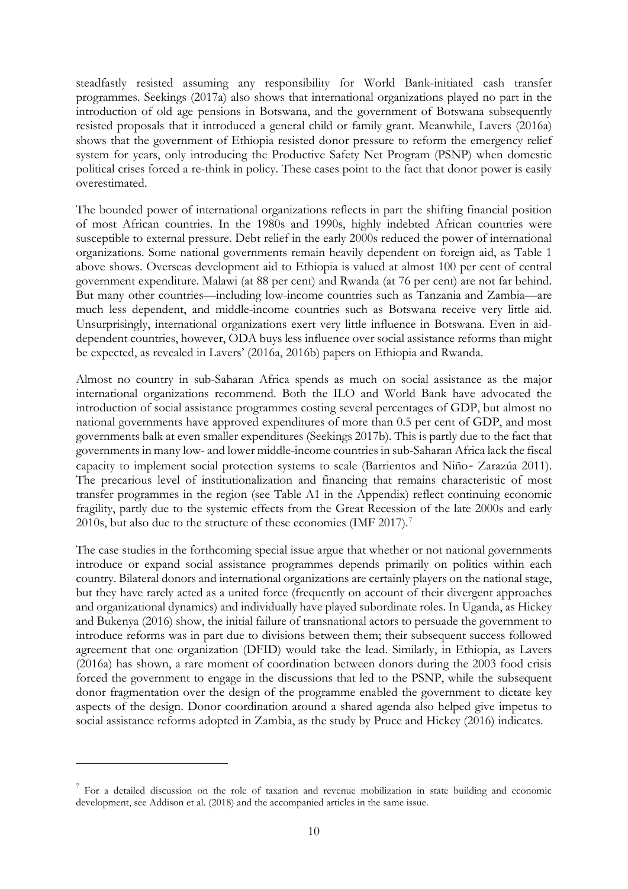steadfastly resisted assuming any responsibility for World Bank-initiated cash transfer programmes. Seekings (2017a) also shows that international organizations played no part in the introduction of old age pensions in Botswana, and the government of Botswana subsequently resisted proposals that it introduced a general child or family grant. Meanwhile, Lavers (2016a) shows that the government of Ethiopia resisted donor pressure to reform the emergency relief system for years, only introducing the Productive Safety Net Program (PSNP) when domestic political crises forced a re-think in policy. These cases point to the fact that donor power is easily overestimated.

The bounded power of international organizations reflects in part the shifting financial position of most African countries. In the 1980s and 1990s, highly indebted African countries were susceptible to external pressure. Debt relief in the early 2000s reduced the power of international organizations. Some national governments remain heavily dependent on foreign aid, as Table 1 above shows. Overseas development aid to Ethiopia is valued at almost 100 per cent of central government expenditure. Malawi (at 88 per cent) and Rwanda (at 76 per cent) are not far behind. But many other countries—including low-income countries such as Tanzania and Zambia—are much less dependent, and middle-income countries such as Botswana receive very little aid. Unsurprisingly, international organizations exert very little influence in Botswana. Even in aid-dependent countries, however, ODA buys less influence over social assistance reforms than might be expected, as revealed in Lavers' (2016a, 2016b) papers on Ethiopia and Rwanda.

Almost no country in sub-Saharan Africa spends as much on social assistance as the major international organizations recommend. Both the ILO and World Bank have advocated the introduction of social assistance programmes costing several percentages of GDP, but almost no national governments have approved expenditures of more than 0.5 per cent of GDP, and most governments balk at even smaller expenditures (Seekings 2017b). This is partly due to the fact that governments in many low- and lower middle-income countries in sub-Saharan Africa lack the fiscal capacity to implement social protection systems to scale (Barrientos and Niño‐ Zarazúa 2011). The precarious level of institutionalization and financing that remains characteristic of most transfer programmes in the region (see Table A1 in the Appendix) reflect continuing economic fragility, partly due to the systemic effects from the Great Recession of the late 2000s and early 2010s, but also due to the structure of these economies (IMF 2017).[7]

The case studies in the forthcoming special issue argue that whether or not national governments introduce or expand social assistance programmes depends primarily on politics within each country. Bilateral donors and international organizations are certainly players on the national stage, but they have rarely acted as a united force (frequently on account of their divergent approaches and organizational dynamics) and individually have played subordinate roles. In Uganda, as Hickey and Bukenya (2016) show, the initial failure of transnational actors to persuade the government to introduce reforms was in part due to divisions between them; their subsequent success followed agreement that one organization (DFID) would take the lead. Similarly, in Ethiopia, as Lavers (2016a) has shown, a rare moment of coordination between donors during the 2003 food crisis forced the government to engage in the discussions that led to the PSNP, while the subsequent donor fragmentation over the design of the programme enabled the government to dictate key aspects of the design. Donor coordination around a shared agenda also helped give impetus to social assistance reforms adopted in Zambia, as the study by Pruce and Hickey (2016) indicates.

[7] For a detailed discussion on the role of taxation and revenue mobilization in state building and economic development, see Addison et al. (2018) and the accompanied articles in the same issue.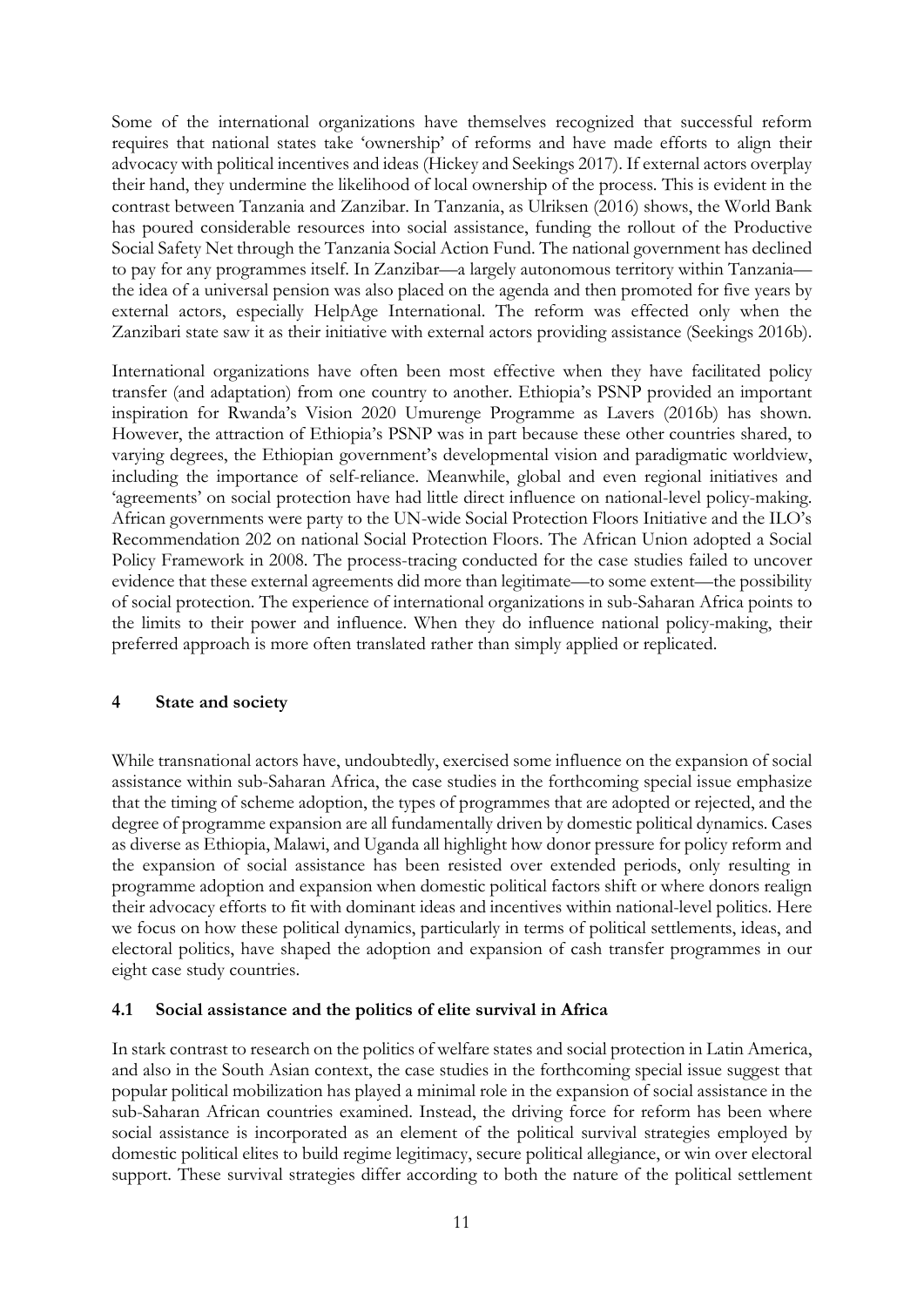Some of the international organizations have themselves recognized that successful reform requires that national states take 'ownership' of reforms and have made efforts to align their advocacy with political incentives and ideas (Hickey and Seekings 2017). If external actors overplay their hand, they undermine the likelihood of local ownership of the process. This is evident in the contrast between Tanzania and Zanzibar. In Tanzania, as Ulriksen (2016) shows, the World Bank has poured considerable resources into social assistance, funding the rollout of the Productive Social Safety Net through the Tanzania Social Action Fund. The national government has declined to pay for any programmes itself. In Zanzibar—a largely autonomous territory within Tanzania—the idea of a universal pension was also placed on the agenda and then promoted for five years by external actors, especially HelpAge International. The reform was effected only when the Zanzibari state saw it as their initiative with external actors providing assistance (Seekings 2016b).

International organizations have often been most effective when they have facilitated policy transfer (and adaptation) from one country to another. Ethiopia's PSNP provided an important inspiration for Rwanda's Vision 2020 Umurenge Programme as Lavers (2016b) has shown. However, the attraction of Ethiopia's PSNP was in part because these other countries shared, to varying degrees, the Ethiopian government's developmental vision and paradigmatic worldview, including the importance of self-reliance. Meanwhile, global and even regional initiatives and 'agreements' on social protection have had little direct influence on national-level policy-making. African governments were party to the UN-wide Social Protection Floors Initiative and the ILO's Recommendation 202 on national Social Protection Floors. The African Union adopted a Social Policy Framework in 2008. The process-tracing conducted for the case studies failed to uncover evidence that these external agreements did more than legitimate—to some extent—the possibility of social protection. The experience of international organizations in sub-Saharan Africa points to the limits to their power and influence. When they do influence national policy-making, their preferred approach is more often translated rather than simply applied or replicated.

## 4 State and society

While transnational actors have, undoubtedly, exercised some influence on the expansion of social assistance within sub-Saharan Africa, the case studies in the forthcoming special issue emphasize that the timing of scheme adoption, the types of programmes that are adopted or rejected, and the degree of programme expansion are all fundamentally driven by domestic political dynamics. Cases as diverse as Ethiopia, Malawi, and Uganda all highlight how donor pressure for policy reform and the expansion of social assistance has been resisted over extended periods, only resulting in programme adoption and expansion when domestic political factors shift or where donors realign their advocacy efforts to fit with dominant ideas and incentives within national-level politics. Here we focus on how these political dynamics, particularly in terms of political settlements, ideas, and electoral politics, have shaped the adoption and expansion of cash transfer programmes in our eight case study countries.

### 4.1 Social assistance and the politics of elite survival in Africa

In stark contrast to research on the politics of welfare states and social protection in Latin America, and also in the South Asian context, the case studies in the forthcoming special issue suggest that popular political mobilization has played a minimal role in the expansion of social assistance in the sub-Saharan African countries examined. Instead, the driving force for reform has been where social assistance is incorporated as an element of the political survival strategies employed by domestic political elites to build regime legitimacy, secure political allegiance, or win over electoral support. These survival strategies differ according to both the nature of the political settlement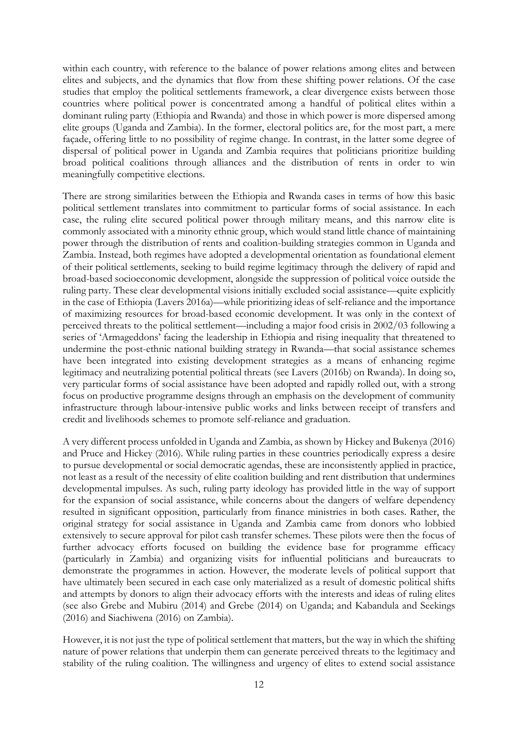within each country, with reference to the balance of power relations among elites and between elites and subjects, and the dynamics that flow from these shifting power relations. Of the case studies that employ the political settlements framework, a clear divergence exists between those countries where political power is concentrated among a handful of political elites within a dominant ruling party (Ethiopia and Rwanda) and those in which power is more dispersed among elite groups (Uganda and Zambia). In the former, electoral politics are, for the most part, a mere façade, offering little to no possibility of regime change. In contrast, in the latter some degree of dispersal of political power in Uganda and Zambia requires that politicians prioritize building broad political coalitions through alliances and the distribution of rents in order to win meaningfully competitive elections.

There are strong similarities between the Ethiopia and Rwanda cases in terms of how this basic political settlement translates into commitment to particular forms of social assistance. In each case, the ruling elite secured political power through military means, and this narrow elite is commonly associated with a minority ethnic group, which would stand little chance of maintaining power through the distribution of rents and coalition-building strategies common in Uganda and Zambia. Instead, both regimes have adopted a developmental orientation as foundational element of their political settlements, seeking to build regime legitimacy through the delivery of rapid and broad-based socioeconomic development, alongside the suppression of political voice outside the ruling party. These clear developmental visions initially excluded social assistance—quite explicitly in the case of Ethiopia (Lavers 2016a)—while prioritizing ideas of self-reliance and the importance of maximizing resources for broad-based economic development. It was only in the context of perceived threats to the political settlement—including a major food crisis in 2002/03 following a series of 'Armageddons' facing the leadership in Ethiopia and rising inequality that threatened to undermine the post-ethnic national building strategy in Rwanda—that social assistance schemes have been integrated into existing development strategies as a means of enhancing regime legitimacy and neutralizing potential political threats (see Lavers (2016b) on Rwanda). In doing so, very particular forms of social assistance have been adopted and rapidly rolled out, with a strong focus on productive programme designs through an emphasis on the development of community infrastructure through labour-intensive public works and links between receipt of transfers and credit and livelihoods schemes to promote self-reliance and graduation.

A very different process unfolded in Uganda and Zambia, as shown by Hickey and Bukenya (2016) and Pruce and Hickey (2016). While ruling parties in these countries periodically express a desire to pursue developmental or social democratic agendas, these are inconsistently applied in practice, not least as a result of the necessity of elite coalition building and rent distribution that undermines developmental impulses. As such, ruling party ideology has provided little in the way of support for the expansion of social assistance, while concerns about the dangers of welfare dependency resulted in significant opposition, particularly from finance ministries in both cases. Rather, the original strategy for social assistance in Uganda and Zambia came from donors who lobbied extensively to secure approval for pilot cash transfer schemes. These pilots were then the focus of further advocacy efforts focused on building the evidence base for programme efficacy (particularly in Zambia) and organizing visits for influential politicians and bureaucrats to demonstrate the programmes in action. However, the moderate levels of political support that have ultimately been secured in each case only materialized as a result of domestic political shifts and attempts by donors to align their advocacy efforts with the interests and ideas of ruling elites (see also Grebe and Mubiru (2014) and Grebe (2014) on Uganda; and Kabandula and Seekings (2016) and Siachiwena (2016) on Zambia).

However, it is not just the type of political settlement that matters, but the way in which the shifting nature of power relations that underpin them can generate perceived threats to the legitimacy and stability of the ruling coalition. The willingness and urgency of elites to extend social assistance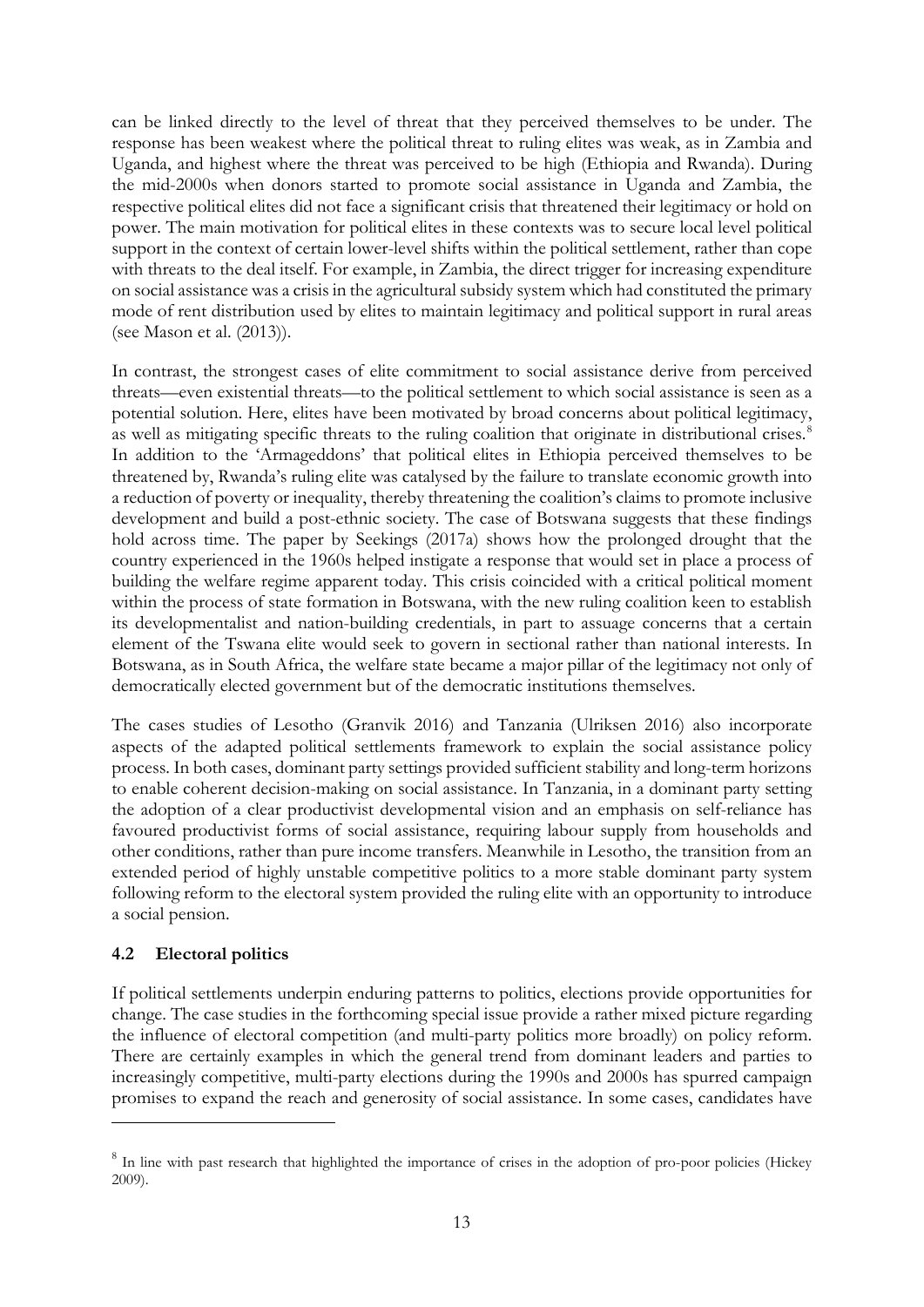can be linked directly to the level of threat that they perceived themselves to be under. The response has been weakest where the political threat to ruling elites was weak, as in Zambia and Uganda, and highest where the threat was perceived to be high (Ethiopia and Rwanda). During the mid-2000s when donors started to promote social assistance in Uganda and Zambia, the respective political elites did not face a significant crisis that threatened their legitimacy or hold on power. The main motivation for political elites in these contexts was to secure local level political support in the context of certain lower-level shifts within the political settlement, rather than cope with threats to the deal itself. For example, in Zambia, the direct trigger for increasing expenditure on social assistance was a crisis in the agricultural subsidy system which had constituted the primary mode of rent distribution used by elites to maintain legitimacy and political support in rural areas (see Mason et al. (2013)).

In contrast, the strongest cases of elite commitment to social assistance derive from perceived threats—even existential threats—to the political settlement to which social assistance is seen as a potential solution. Here, elites have been motivated by broad concerns about political legitimacy, as well as mitigating specific threats to the ruling coalition that originate in distributional crises.[8] In addition to the 'Armageddons' that political elites in Ethiopia perceived themselves to be threatened by, Rwanda's ruling elite was catalysed by the failure to translate economic growth into a reduction of poverty or inequality, thereby threatening the coalition's claims to promote inclusive development and build a post-ethnic society. The case of Botswana suggests that these findings hold across time. The paper by Seekings (2017a) shows how the prolonged drought that the country experienced in the 1960s helped instigate a response that would set in place a process of building the welfare regime apparent today. This crisis coincided with a critical political moment within the process of state formation in Botswana, with the new ruling coalition keen to establish its developmentalist and nation-building credentials, in part to assuage concerns that a certain element of the Tswana elite would seek to govern in sectional rather than national interests. In Botswana, as in South Africa, the welfare state became a major pillar of the legitimacy not only of democratically elected government but of the democratic institutions themselves.

The cases studies of Lesotho (Granvik 2016) and Tanzania (Ulriksen 2016) also incorporate aspects of the adapted political settlements framework to explain the social assistance policy process. In both cases, dominant party settings provided sufficient stability and long-term horizons to enable coherent decision-making on social assistance. In Tanzania, in a dominant party setting the adoption of a clear productivist developmental vision and an emphasis on self-reliance has favoured productivist forms of social assistance, requiring labour supply from households and other conditions, rather than pure income transfers. Meanwhile in Lesotho, the transition from an extended period of highly unstable competitive politics to a more stable dominant party system following reform to the electoral system provided the ruling elite with an opportunity to introduce a social pension.

### 4.2 Electoral politics

If political settlements underpin enduring patterns to politics, elections provide opportunities for change. The case studies in the forthcoming special issue provide a rather mixed picture regarding the influence of electoral competition (and multi-party politics more broadly) on policy reform. There are certainly examples in which the general trend from dominant leaders and parties to increasingly competitive, multi-party elections during the 1990s and 2000s has spurred campaign promises to expand the reach and generosity of social assistance. In some cases, candidates have

---

[8] In line with past research that highlighted the importance of crises in the adoption of pro-poor policies (Hickey 2009).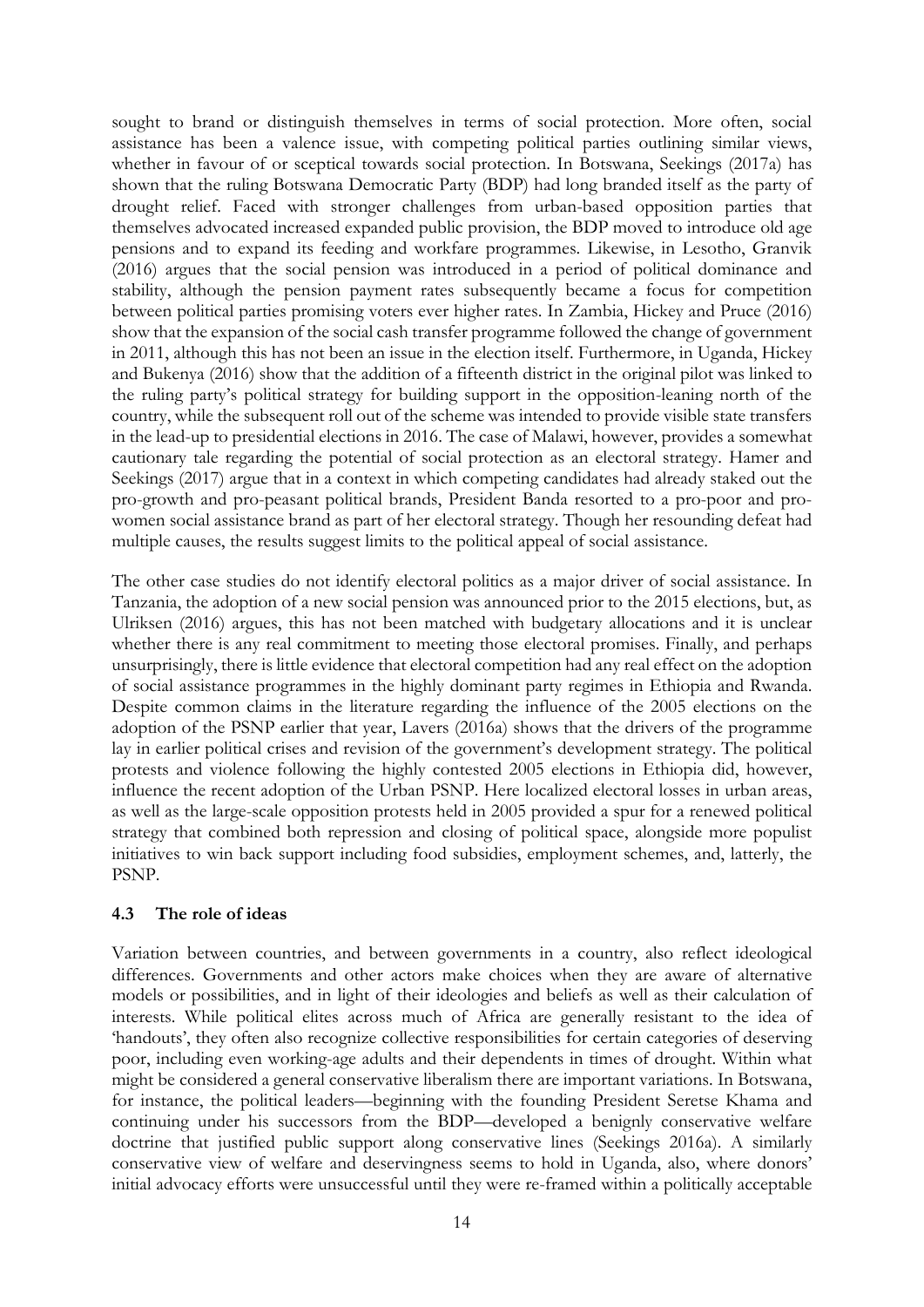sought to brand or distinguish themselves in terms of social protection. More often, social assistance has been a valence issue, with competing political parties outlining similar views, whether in favour of or sceptical towards social protection. In Botswana, Seekings (2017a) has shown that the ruling Botswana Democratic Party (BDP) had long branded itself as the party of drought relief. Faced with stronger challenges from urban-based opposition parties that themselves advocated increased expanded public provision, the BDP moved to introduce old age pensions and to expand its feeding and workfare programmes. Likewise, in Lesotho, Granvik (2016) argues that the social pension was introduced in a period of political dominance and stability, although the pension payment rates subsequently became a focus for competition between political parties promising voters ever higher rates. In Zambia, Hickey and Pruce (2016) show that the expansion of the social cash transfer programme followed the change of government in 2011, although this has not been an issue in the election itself. Furthermore, in Uganda, Hickey and Bukenya (2016) show that the addition of a fifteenth district in the original pilot was linked to the ruling party's political strategy for building support in the opposition-leaning north of the country, while the subsequent roll out of the scheme was intended to provide visible state transfers in the lead-up to presidential elections in 2016. The case of Malawi, however, provides a somewhat cautionary tale regarding the potential of social protection as an electoral strategy. Hamer and Seekings (2017) argue that in a context in which competing candidates had already staked out the pro-growth and pro-peasant political brands, President Banda resorted to a pro-poor and pro-women social assistance brand as part of her electoral strategy. Though her resounding defeat had multiple causes, the results suggest limits to the political appeal of social assistance.

The other case studies do not identify electoral politics as a major driver of social assistance. In Tanzania, the adoption of a new social pension was announced prior to the 2015 elections, but, as Ulriksen (2016) argues, this has not been matched with budgetary allocations and it is unclear whether there is any real commitment to meeting those electoral promises. Finally, and perhaps unsurprisingly, there is little evidence that electoral competition had any real effect on the adoption of social assistance programmes in the highly dominant party regimes in Ethiopia and Rwanda. Despite common claims in the literature regarding the influence of the 2005 elections on the adoption of the PSNP earlier that year, Lavers (2016a) shows that the drivers of the programme lay in earlier political crises and revision of the government's development strategy. The political protests and violence following the highly contested 2005 elections in Ethiopia did, however, influence the recent adoption of the Urban PSNP. Here localized electoral losses in urban areas, as well as the large-scale opposition protests held in 2005 provided a spur for a renewed political strategy that combined both repression and closing of political space, alongside more populist initiatives to win back support including food subsidies, employment schemes, and, latterly, the PSNP.

### 4.3 The role of ideas

Variation between countries, and between governments in a country, also reflect ideological differences. Governments and other actors make choices when they are aware of alternative models or possibilities, and in light of their ideologies and beliefs as well as their calculation of interests. While political elites across much of Africa are generally resistant to the idea of 'handouts', they often also recognize collective responsibilities for certain categories of deserving poor, including even working-age adults and their dependents in times of drought. Within what might be considered a general conservative liberalism there are important variations. In Botswana, for instance, the political leaders—beginning with the founding President Seretse Khama and continuing under his successors from the BDP—developed a benignly conservative welfare doctrine that justified public support along conservative lines (Seekings 2016a). A similarly conservative view of welfare and deservingness seems to hold in Uganda, also, where donors' initial advocacy efforts were unsuccessful until they were re-framed within a politically acceptable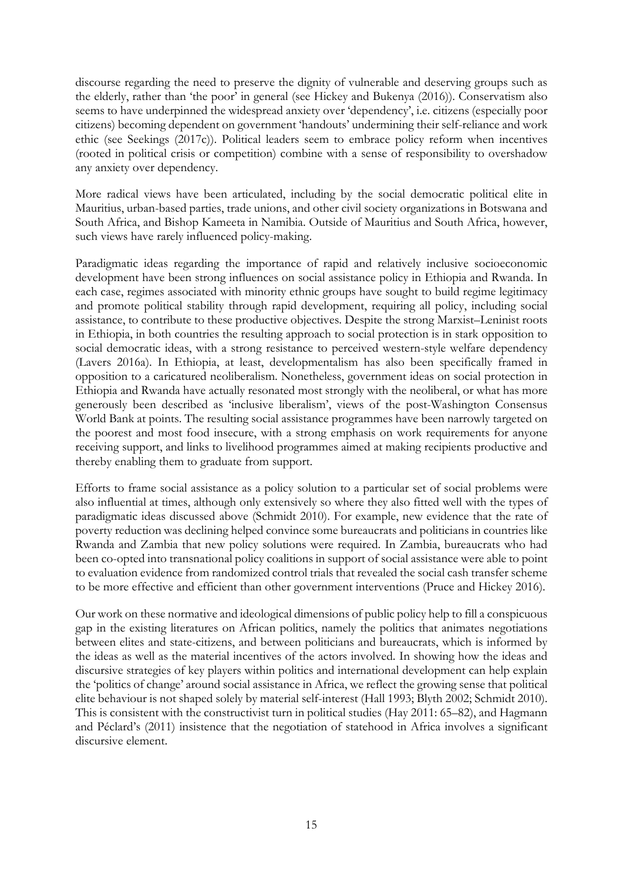discourse regarding the need to preserve the dignity of vulnerable and deserving groups such as the elderly, rather than 'the poor' in general (see Hickey and Bukenya (2016)). Conservatism also seems to have underpinned the widespread anxiety over 'dependency', i.e. citizens (especially poor citizens) becoming dependent on government 'handouts' undermining their self-reliance and work ethic (see Seekings (2017c)). Political leaders seem to embrace policy reform when incentives (rooted in political crisis or competition) combine with a sense of responsibility to overshadow any anxiety over dependency.

More radical views have been articulated, including by the social democratic political elite in Mauritius, urban-based parties, trade unions, and other civil society organizations in Botswana and South Africa, and Bishop Kameeta in Namibia. Outside of Mauritius and South Africa, however, such views have rarely influenced policy-making.

Paradigmatic ideas regarding the importance of rapid and relatively inclusive socioeconomic development have been strong influences on social assistance policy in Ethiopia and Rwanda. In each case, regimes associated with minority ethnic groups have sought to build regime legitimacy and promote political stability through rapid development, requiring all policy, including social assistance, to contribute to these productive objectives. Despite the strong Marxist–Leninist roots in Ethiopia, in both countries the resulting approach to social protection is in stark opposition to social democratic ideas, with a strong resistance to perceived western-style welfare dependency (Lavers 2016a). In Ethiopia, at least, developmentalism has also been specifically framed in opposition to a caricatured neoliberalism. Nonetheless, government ideas on social protection in Ethiopia and Rwanda have actually resonated most strongly with the neoliberal, or what has more generously been described as 'inclusive liberalism', views of the post-Washington Consensus World Bank at points. The resulting social assistance programmes have been narrowly targeted on the poorest and most food insecure, with a strong emphasis on work requirements for anyone receiving support, and links to livelihood programmes aimed at making recipients productive and thereby enabling them to graduate from support.

Efforts to frame social assistance as a policy solution to a particular set of social problems were also influential at times, although only extensively so where they also fitted well with the types of paradigmatic ideas discussed above (Schmidt 2010). For example, new evidence that the rate of poverty reduction was declining helped convince some bureaucrats and politicians in countries like Rwanda and Zambia that new policy solutions were required. In Zambia, bureaucrats who had been co-opted into transnational policy coalitions in support of social assistance were able to point to evaluation evidence from randomized control trials that revealed the social cash transfer scheme to be more effective and efficient than other government interventions (Pruce and Hickey 2016).

Our work on these normative and ideological dimensions of public policy help to fill a conspicuous gap in the existing literatures on African politics, namely the politics that animates negotiations between elites and state-citizens, and between politicians and bureaucrats, which is informed by the ideas as well as the material incentives of the actors involved. In showing how the ideas and discursive strategies of key players within politics and international development can help explain the 'politics of change' around social assistance in Africa, we reflect the growing sense that political elite behaviour is not shaped solely by material self-interest (Hall 1993; Blyth 2002; Schmidt 2010). This is consistent with the constructivist turn in political studies (Hay 2011: 65–82), and Hagmann and Péclard's (2011) insistence that the negotiation of statehood in Africa involves a significant discursive element.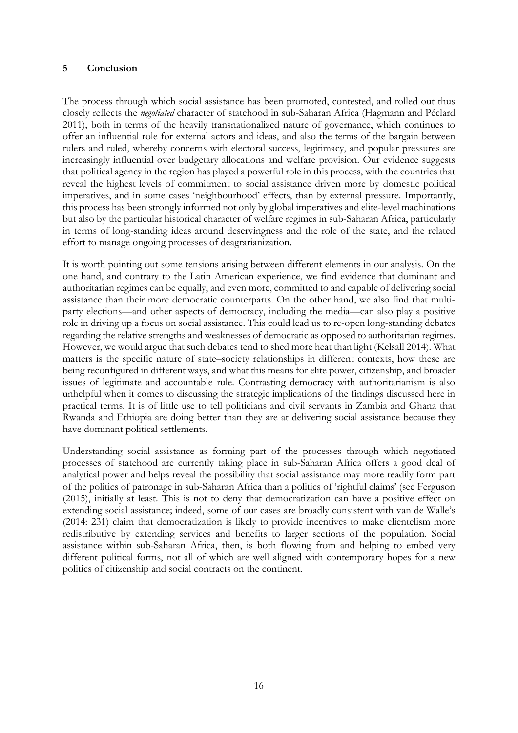## 5 Conclusion

The process through which social assistance has been promoted, contested, and rolled out thus closely reflects the *negotiated* character of statehood in sub-Saharan Africa (Hagmann and Péclard 2011), both in terms of the heavily transnationalized nature of governance, which continues to offer an influential role for external actors and ideas, and also the terms of the bargain between rulers and ruled, whereby concerns with electoral success, legitimacy, and popular pressures are increasingly influential over budgetary allocations and welfare provision. Our evidence suggests that political agency in the region has played a powerful role in this process, with the countries that reveal the highest levels of commitment to social assistance driven more by domestic political imperatives, and in some cases 'neighbourhood' effects, than by external pressure. Importantly, this process has been strongly informed not only by global imperatives and elite-level machinations but also by the particular historical character of welfare regimes in sub-Saharan Africa, particularly in terms of long-standing ideas around deservingness and the role of the state, and the related effort to manage ongoing processes of deagrarianization.

It is worth pointing out some tensions arising between different elements in our analysis. On the one hand, and contrary to the Latin American experience, we find evidence that dominant and authoritarian regimes can be equally, and even more, committed to and capable of delivering social assistance than their more democratic counterparts. On the other hand, we also find that multi-party elections—and other aspects of democracy, including the media—can also play a positive role in driving up a focus on social assistance. This could lead us to re-open long-standing debates regarding the relative strengths and weaknesses of democratic as opposed to authoritarian regimes. However, we would argue that such debates tend to shed more heat than light (Kelsall 2014). What matters is the specific nature of state–society relationships in different contexts, how these are being reconfigured in different ways, and what this means for elite power, citizenship, and broader issues of legitimate and accountable rule. Contrasting democracy with authoritarianism is also unhelpful when it comes to discussing the strategic implications of the findings discussed here in practical terms. It is of little use to tell politicians and civil servants in Zambia and Ghana that Rwanda and Ethiopia are doing better than they are at delivering social assistance because they have dominant political settlements.

Understanding social assistance as forming part of the processes through which negotiated processes of statehood are currently taking place in sub-Saharan Africa offers a good deal of analytical power and helps reveal the possibility that social assistance may more readily form part of the politics of patronage in sub-Saharan Africa than a politics of 'rightful claims' (see Ferguson (2015), initially at least. This is not to deny that democratization can have a positive effect on extending social assistance; indeed, some of our cases are broadly consistent with van de Walle's (2014: 231) claim that democratization is likely to provide incentives to make clientelism more redistributive by extending services and benefits to larger sections of the population. Social assistance within sub-Saharan Africa, then, is both flowing from and helping to embed very different political forms, not all of which are well aligned with contemporary hopes for a new politics of citizenship and social contracts on the continent.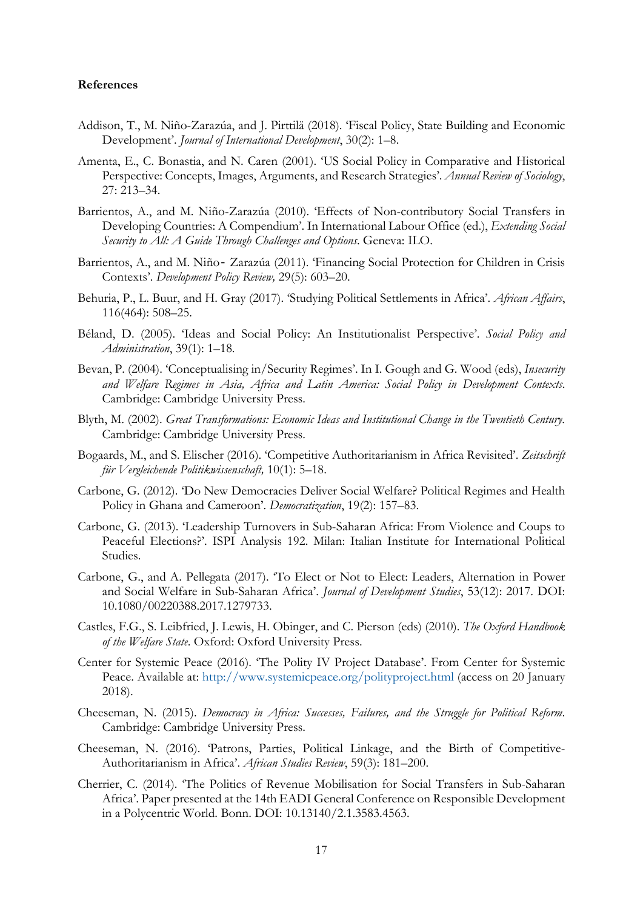**References**

Addison, T., M. Niño-Zarazúa, and J. Pirttilä (2018). 'Fiscal Policy, State Building and Economic Development'. *Journal of International Development*, 30(2): 1–8.

Amenta, E., C. Bonastia, and N. Caren (2001). 'US Social Policy in Comparative and Historical Perspective: Concepts, Images, Arguments, and Research Strategies'. *Annual Review of Sociology*, 27: 213–34.

Barrientos, A., and M. Niño-Zarazúa (2010). 'Effects of Non-contributory Social Transfers in Developing Countries: A Compendium'. In International Labour Office (ed.), *Extending Social Security to All: A Guide Through Challenges and Options*. Geneva: ILO.

Barrientos, A., and M. Niño‐ Zarazúa (2011). 'Financing Social Protection for Children in Crisis Contexts'. *Development Policy Review,* 29(5): 603–20.

Behuria, P., L. Buur, and H. Gray (2017). 'Studying Political Settlements in Africa'. *African Affairs*, 116(464): 508–25.

Béland, D. (2005). 'Ideas and Social Policy: An Institutionalist Perspective'. *Social Policy and Administration*, 39(1): 1–18.

Bevan, P. (2004). 'Conceptualising in/Security Regimes'. In I. Gough and G. Wood (eds), *Insecurity and Welfare Regimes in Asia, Africa and Latin America: Social Policy in Development Contexts*. Cambridge: Cambridge University Press.

Blyth, M. (2002). *Great Transformations: Economic Ideas and Institutional Change in the Twentieth Century*. Cambridge: Cambridge University Press.

Bogaards, M., and S. Elischer (2016). 'Competitive Authoritarianism in Africa Revisited'. *Zeitschrift für Vergleichende Politikwissenschaft,* 10(1): 5–18.

Carbone, G. (2012). 'Do New Democracies Deliver Social Welfare? Political Regimes and Health Policy in Ghana and Cameroon'. *Democratization*, 19(2): 157–83.

Carbone, G. (2013). 'Leadership Turnovers in Sub-Saharan Africa: From Violence and Coups to Peaceful Elections?'. ISPI Analysis 192. Milan: Italian Institute for International Political Studies.

Carbone, G., and A. Pellegata (2017). 'To Elect or Not to Elect: Leaders, Alternation in Power and Social Welfare in Sub-Saharan Africa'. *Journal of Development Studies*, 53(12): 2017. DOI: 10.1080/00220388.2017.1279733.

Castles, F.G., S. Leibfried, J. Lewis, H. Obinger, and C. Pierson (eds) (2010). *The Oxford Handbook of the Welfare State*. Oxford: Oxford University Press.

Center for Systemic Peace (2016). 'The Polity IV Project Database'. From Center for Systemic Peace. Available at: http://www.systemicpeace.org/polityproject.html (access on 20 January 2018).

Cheeseman, N. (2015). *Democracy in Africa: Successes, Failures, and the Struggle for Political Reform*. Cambridge: Cambridge University Press.

Cheeseman, N. (2016). 'Patrons, Parties, Political Linkage, and the Birth of Competitive-Authoritarianism in Africa'. *African Studies Review*, 59(3): 181–200.

Cherrier, C. (2014). 'The Politics of Revenue Mobilisation for Social Transfers in Sub-Saharan Africa'. Paper presented at the 14th EADI General Conference on Responsible Development in a Polycentric World. Bonn. DOI: 10.13140/2.1.3583.4563.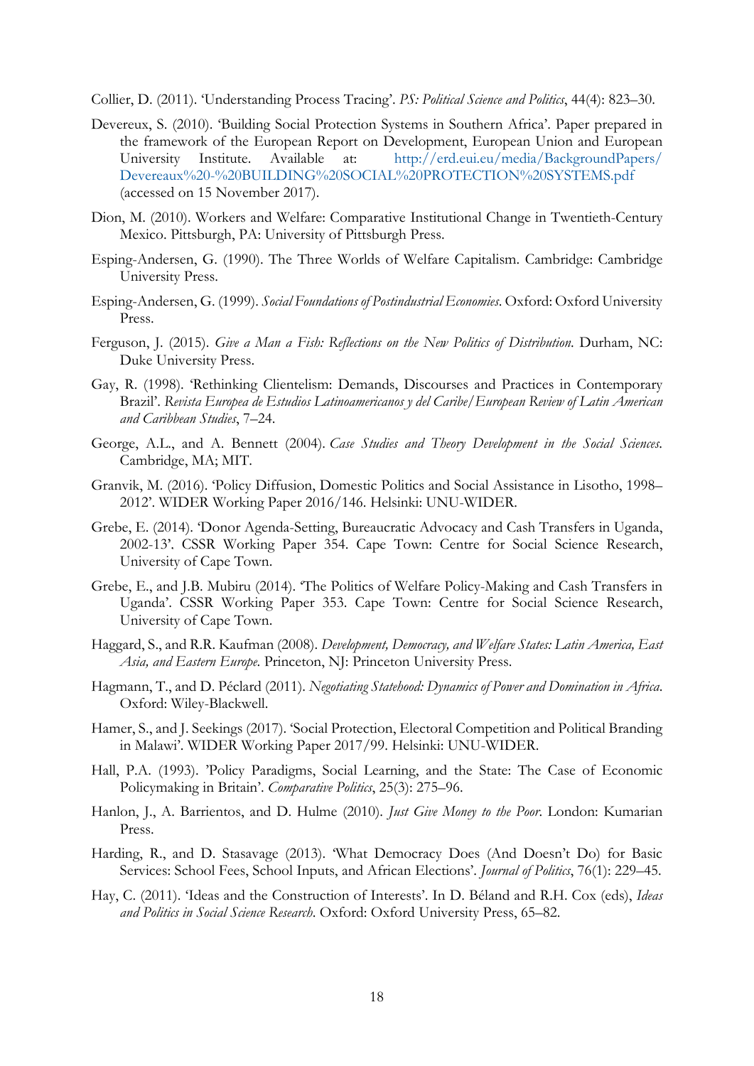Collier, D. (2011). 'Understanding Process Tracing'. *PS: Political Science and Politics*, 44(4): 823–30.

Devereux, S. (2010). 'Building Social Protection Systems in Southern Africa'. Paper prepared in the framework of the European Report on Development, European Union and European University Institute. Available at: http://erd.eui.eu/media/BackgroundPapers/Devereaux%20-%20BUILDING%20SOCIAL%20PROTECTION%20SYSTEMS.pdf (accessed on 15 November 2017).

Dion, M. (2010). Workers and Welfare: Comparative Institutional Change in Twentieth-Century Mexico. Pittsburgh, PA: University of Pittsburgh Press.

Esping-Andersen, G. (1990). The Three Worlds of Welfare Capitalism. Cambridge: Cambridge University Press.

Esping-Andersen, G. (1999). *Social Foundations of Postindustrial Economies*. Oxford: Oxford University Press.

Ferguson, J. (2015). *Give a Man a Fish: Reflections on the New Politics of Distribution*. Durham, NC: Duke University Press.

Gay, R. (1998). 'Rethinking Clientelism: Demands, Discourses and Practices in Contemporary Brazil'. *Revista Europea de Estudios Latinoamericanos y del Caribe/European Review of Latin American and Caribbean Studies*, 7–24.

George, A.L., and A. Bennett (2004). *Case Studies and Theory Development in the Social Sciences*. Cambridge, MA; MIT.

Granvik, M. (2016). 'Policy Diffusion, Domestic Politics and Social Assistance in Lisotho, 1998–2012'. WIDER Working Paper 2016/146. Helsinki: UNU-WIDER.

Grebe, E. (2014). 'Donor Agenda-Setting, Bureaucratic Advocacy and Cash Transfers in Uganda, 2002-13'. CSSR Working Paper 354. Cape Town: Centre for Social Science Research, University of Cape Town.

Grebe, E., and J.B. Mubiru (2014). 'The Politics of Welfare Policy-Making and Cash Transfers in Uganda'. CSSR Working Paper 353. Cape Town: Centre for Social Science Research, University of Cape Town.

Haggard, S., and R.R. Kaufman (2008). *Development, Democracy, and Welfare States: Latin America, East Asia, and Eastern Europe.* Princeton, NJ: Princeton University Press.

Hagmann, T., and D. Péclard (2011). *Negotiating Statehood: Dynamics of Power and Domination in Africa*. Oxford: Wiley-Blackwell.

Hamer, S., and J. Seekings (2017). 'Social Protection, Electoral Competition and Political Branding in Malawi'. WIDER Working Paper 2017/99. Helsinki: UNU-WIDER.

Hall, P.A. (1993). 'Policy Paradigms, Social Learning, and the State: The Case of Economic Policymaking in Britain'. *Comparative Politics*, 25(3): 275–96.

Hanlon, J., A. Barrientos, and D. Hulme (2010). *Just Give Money to the Poor*. London: Kumarian Press.

Harding, R., and D. Stasavage (2013). 'What Democracy Does (And Doesn't Do) for Basic Services: School Fees, School Inputs, and African Elections'. *Journal of Politics*, 76(1): 229–45.

Hay, C. (2011). 'Ideas and the Construction of Interests'. In D. Béland and R.H. Cox (eds), *Ideas and Politics in Social Science Research*. Oxford: Oxford University Press, 65–82.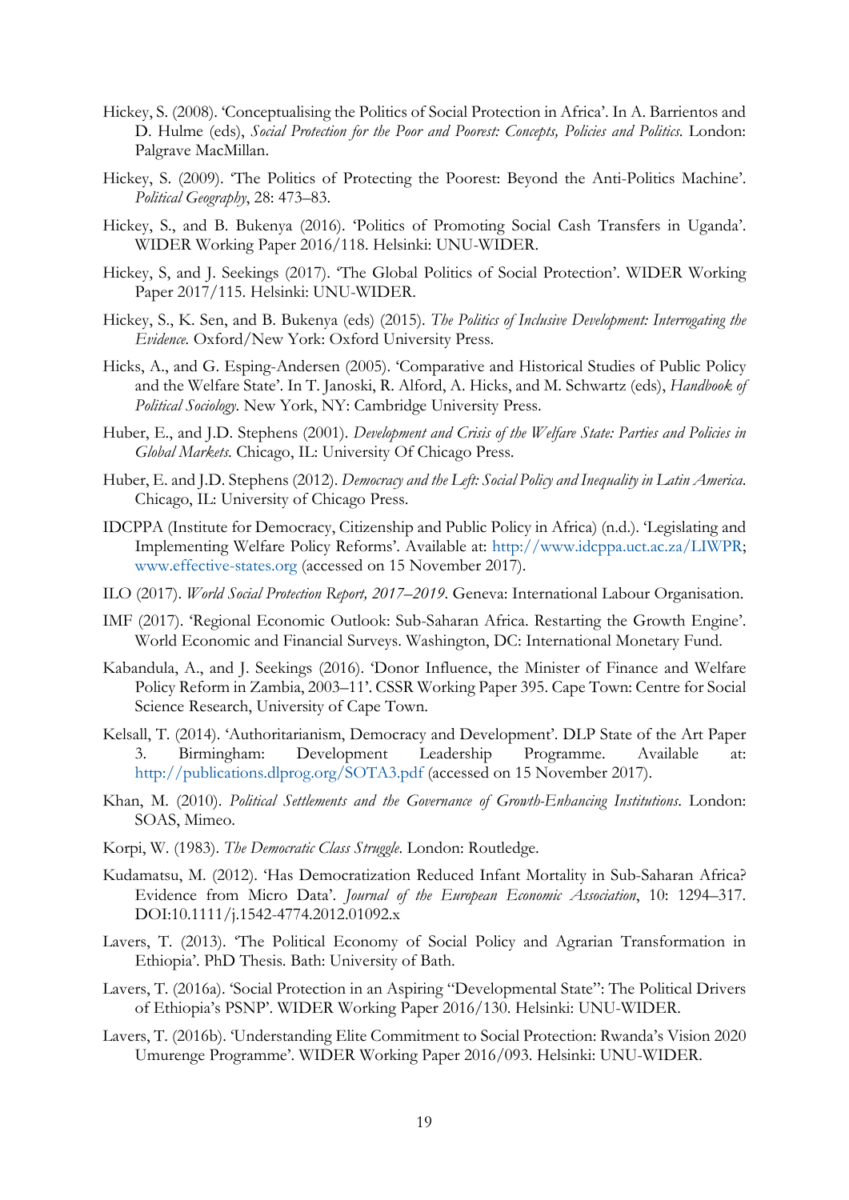Hickey, S. (2008). 'Conceptualising the Politics of Social Protection in Africa'. In A. Barrientos and D. Hulme (eds), *Social Protection for the Poor and Poorest: Concepts, Policies and Politics*. London: Palgrave MacMillan.

Hickey, S. (2009). 'The Politics of Protecting the Poorest: Beyond the Anti-Politics Machine'. *Political Geography*, 28: 473–83.

Hickey, S., and B. Bukenya (2016). 'Politics of Promoting Social Cash Transfers in Uganda'. WIDER Working Paper 2016/118. Helsinki: UNU-WIDER.

Hickey, S, and J. Seekings (2017). 'The Global Politics of Social Protection'. WIDER Working Paper 2017/115. Helsinki: UNU-WIDER.

Hickey, S., K. Sen, and B. Bukenya (eds) (2015). *The Politics of Inclusive Development: Interrogating the Evidence*. Oxford/New York: Oxford University Press.

Hicks, A., and G. Esping-Andersen (2005). 'Comparative and Historical Studies of Public Policy and the Welfare State'. In T. Janoski, R. Alford, A. Hicks, and M. Schwartz (eds), *Handbook of Political Sociology*. New York, NY: Cambridge University Press.

Huber, E., and J.D. Stephens (2001). *Development and Crisis of the Welfare State: Parties and Policies in Global Markets*. Chicago, IL: University Of Chicago Press.

Huber, E. and J.D. Stephens (2012). *Democracy and the Left: Social Policy and Inequality in Latin America*. Chicago, IL: University of Chicago Press.

IDCPPA (Institute for Democracy, Citizenship and Public Policy in Africa) (n.d.). 'Legislating and Implementing Welfare Policy Reforms'. Available at: http://www.idcppa.uct.ac.za/LIWPR; www.effective-states.org (accessed on 15 November 2017).

ILO (2017). *World Social Protection Report, 2017–2019*. Geneva: International Labour Organisation.

IMF (2017). 'Regional Economic Outlook: Sub-Saharan Africa. Restarting the Growth Engine'. World Economic and Financial Surveys. Washington, DC: International Monetary Fund.

Kabandula, A., and J. Seekings (2016). 'Donor Influence, the Minister of Finance and Welfare Policy Reform in Zambia, 2003–11'. CSSR Working Paper 395. Cape Town: Centre for Social Science Research, University of Cape Town.

Kelsall, T. (2014). 'Authoritarianism, Democracy and Development'. DLP State of the Art Paper 3. Birmingham: Development Leadership Programme. Available at: http://publications.dlprog.org/SOTA3.pdf (accessed on 15 November 2017).

Khan, M. (2010). *Political Settlements and the Governance of Growth-Enhancing Institutions*. London: SOAS, Mimeo.

Korpi, W. (1983). *The Democratic Class Struggle*. London: Routledge.

Kudamatsu, M. (2012). 'Has Democratization Reduced Infant Mortality in Sub-Saharan Africa? Evidence from Micro Data'. *Journal of the European Economic Association*, 10: 1294–317. DOI:10.1111/j.1542-4774.2012.01092.x

Lavers, T. (2013). 'The Political Economy of Social Policy and Agrarian Transformation in Ethiopia'. PhD Thesis. Bath: University of Bath.

Lavers, T. (2016a). 'Social Protection in an Aspiring "Developmental State": The Political Drivers of Ethiopia's PSNP'. WIDER Working Paper 2016/130. Helsinki: UNU-WIDER.

Lavers, T. (2016b). 'Understanding Elite Commitment to Social Protection: Rwanda's Vision 2020 Umurenge Programme'. WIDER Working Paper 2016/093. Helsinki: UNU-WIDER.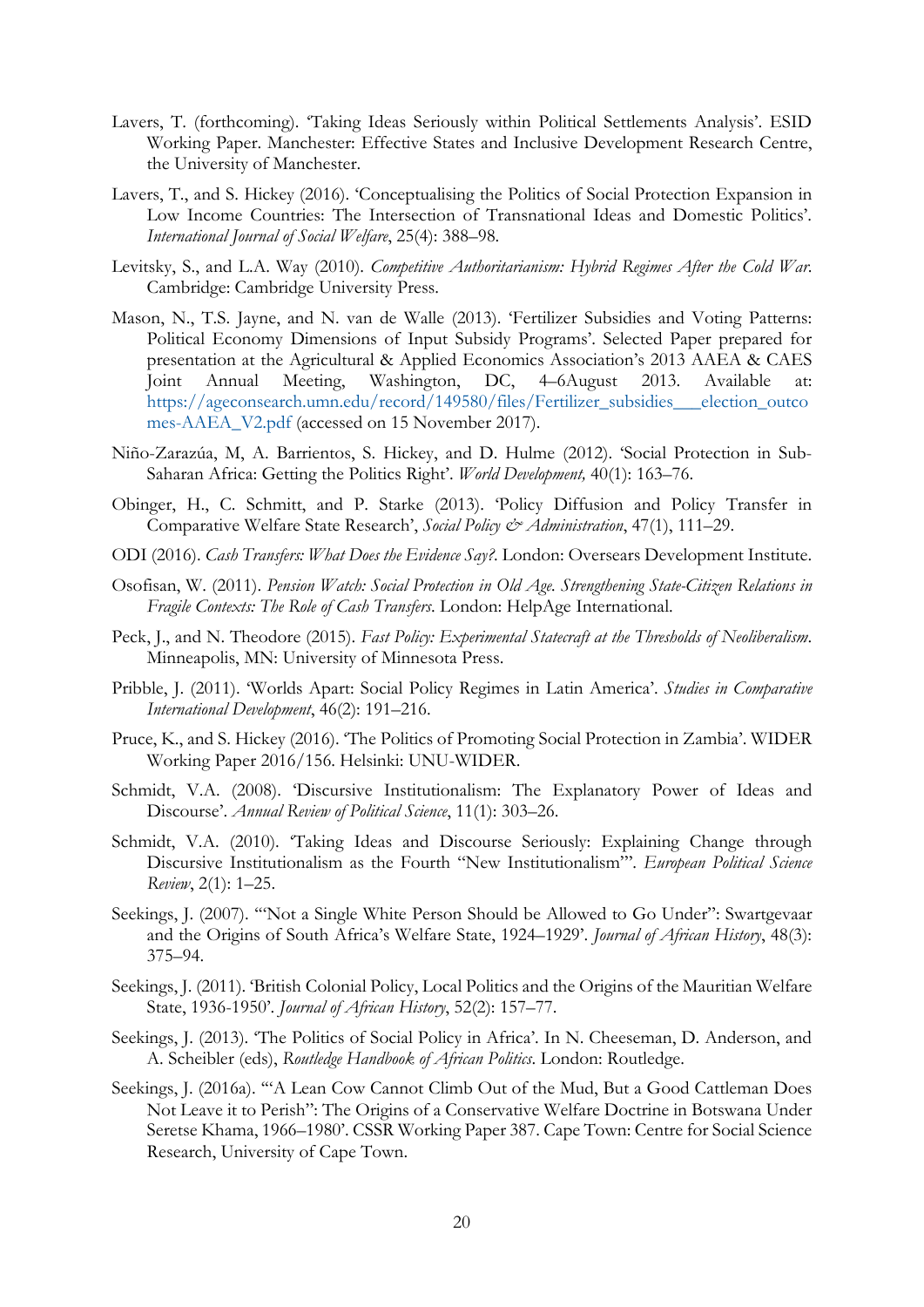Lavers, T. (forthcoming). 'Taking Ideas Seriously within Political Settlements Analysis'. ESID Working Paper. Manchester: Effective States and Inclusive Development Research Centre, the University of Manchester.

Lavers, T., and S. Hickey (2016). 'Conceptualising the Politics of Social Protection Expansion in Low Income Countries: The Intersection of Transnational Ideas and Domestic Politics'. *International Journal of Social Welfare*, 25(4): 388–98.

Levitsky, S., and L.A. Way (2010). *Competitive Authoritarianism: Hybrid Regimes After the Cold War*. Cambridge: Cambridge University Press.

Mason, N., T.S. Jayne, and N. van de Walle (2013). 'Fertilizer Subsidies and Voting Patterns: Political Economy Dimensions of Input Subsidy Programs'. Selected Paper prepared for presentation at the Agricultural & Applied Economics Association's 2013 AAEA & CAES Joint Annual Meeting, Washington, DC, 4–6August 2013. Available at: https://ageconsearch.umn.edu/record/149580/files/Fertilizer_subsidies___election_outcomes-AAEA_V2.pdf (accessed on 15 November 2017).

Niño-Zarazúa, M, A. Barrientos, S. Hickey, and D. Hulme (2012). 'Social Protection in Sub-Saharan Africa: Getting the Politics Right'. *World Development,* 40(1): 163–76.

Obinger, H., C. Schmitt, and P. Starke (2013). 'Policy Diffusion and Policy Transfer in Comparative Welfare State Research', *Social Policy & Administration*, 47(1), 111–29.

ODI (2016). *Cash Transfers: What Does the Evidence Say?*. London: Oversears Development Institute.

Osofisan, W. (2011). *Pension Watch: Social Protection in Old Age. Strengthening State-Citizen Relations in Fragile Contexts: The Role of Cash Transfers*. London: HelpAge International.

Peck, J., and N. Theodore (2015). *Fast Policy: Experimental Statecraft at the Thresholds of Neoliberalism*. Minneapolis, MN: University of Minnesota Press.

Pribble, J. (2011). 'Worlds Apart: Social Policy Regimes in Latin America'. *Studies in Comparative International Development*, 46(2): 191–216.

Pruce, K., and S. Hickey (2016). 'The Politics of Promoting Social Protection in Zambia'. WIDER Working Paper 2016/156. Helsinki: UNU-WIDER.

Schmidt, V.A. (2008). 'Discursive Institutionalism: The Explanatory Power of Ideas and Discourse'. *Annual Review of Political Science*, 11(1): 303–26.

Schmidt, V.A. (2010). 'Taking Ideas and Discourse Seriously: Explaining Change through Discursive Institutionalism as the Fourth "New Institutionalism"'. *European Political Science Review*, 2(1): 1–25.

Seekings, J. (2007). '"Not a Single White Person Should be Allowed to Go Under": Swartgevaar and the Origins of South Africa's Welfare State, 1924–1929'. *Journal of African History*, 48(3): 375–94.

Seekings, J. (2011). 'British Colonial Policy, Local Politics and the Origins of the Mauritian Welfare State, 1936-1950'. *Journal of African History*, 52(2): 157–77.

Seekings, J. (2013). 'The Politics of Social Policy in Africa'. In N. Cheeseman, D. Anderson, and A. Scheibler (eds), *Routledge Handbook of African Politics*. London: Routledge.

Seekings, J. (2016a). '"A Lean Cow Cannot Climb Out of the Mud, But a Good Cattleman Does Not Leave it to Perish": The Origins of a Conservative Welfare Doctrine in Botswana Under Seretse Khama, 1966–1980'. CSSR Working Paper 387. Cape Town: Centre for Social Science Research, University of Cape Town.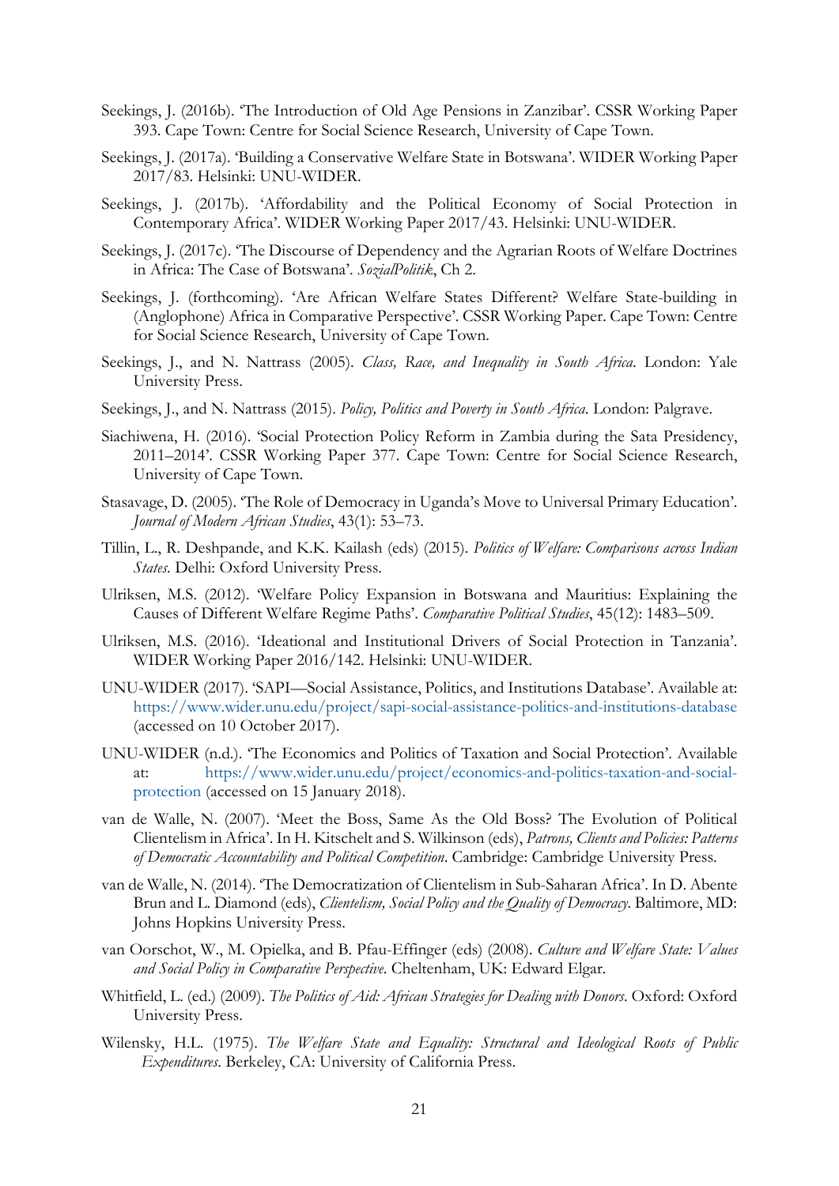Seekings, J. (2016b). 'The Introduction of Old Age Pensions in Zanzibar'. CSSR Working Paper 393. Cape Town: Centre for Social Science Research, University of Cape Town.

Seekings, J. (2017a). 'Building a Conservative Welfare State in Botswana'. WIDER Working Paper 2017/83. Helsinki: UNU-WIDER.

Seekings, J. (2017b). 'Affordability and the Political Economy of Social Protection in Contemporary Africa'. WIDER Working Paper 2017/43. Helsinki: UNU-WIDER.

Seekings, J. (2017c). 'The Discourse of Dependency and the Agrarian Roots of Welfare Doctrines in Africa: The Case of Botswana'. *SozialPolitik*, Ch 2.

Seekings, J. (forthcoming). 'Are African Welfare States Different? Welfare State-building in (Anglophone) Africa in Comparative Perspective'. CSSR Working Paper. Cape Town: Centre for Social Science Research, University of Cape Town.

Seekings, J., and N. Nattrass (2005). *Class, Race, and Inequality in South Africa*. London: Yale University Press.

Seekings, J., and N. Nattrass (2015). *Policy, Politics and Poverty in South Africa*. London: Palgrave.

Siachiwena, H. (2016). 'Social Protection Policy Reform in Zambia during the Sata Presidency, 2011–2014'. CSSR Working Paper 377. Cape Town: Centre for Social Science Research, University of Cape Town.

Stasavage, D. (2005). 'The Role of Democracy in Uganda's Move to Universal Primary Education'. *Journal of Modern African Studies*, 43(1): 53–73.

Tillin, L., R. Deshpande, and K.K. Kailash (eds) (2015). *Politics of Welfare: Comparisons across Indian States*. Delhi: Oxford University Press.

Ulriksen, M.S. (2012). 'Welfare Policy Expansion in Botswana and Mauritius: Explaining the Causes of Different Welfare Regime Paths'. *Comparative Political Studies*, 45(12): 1483–509.

Ulriksen, M.S. (2016). 'Ideational and Institutional Drivers of Social Protection in Tanzania'. WIDER Working Paper 2016/142. Helsinki: UNU-WIDER.

UNU-WIDER (2017). 'SAPI—Social Assistance, Politics, and Institutions Database'. Available at: https://www.wider.unu.edu/project/sapi-social-assistance-politics-and-institutions-database (accessed on 10 October 2017).

UNU-WIDER (n.d.). 'The Economics and Politics of Taxation and Social Protection'. Available at: https://www.wider.unu.edu/project/economics-and-politics-taxation-and-social-protection (accessed on 15 January 2018).

van de Walle, N. (2007). 'Meet the Boss, Same As the Old Boss? The Evolution of Political Clientelism in Africa'. In H. Kitschelt and S. Wilkinson (eds), *Patrons, Clients and Policies: Patterns of Democratic Accountability and Political Competition*. Cambridge: Cambridge University Press.

van de Walle, N. (2014). 'The Democratization of Clientelism in Sub-Saharan Africa'. In D. Abente Brun and L. Diamond (eds), *Clientelism, Social Policy and the Quality of Democracy*. Baltimore, MD: Johns Hopkins University Press.

van Oorschot, W., M. Opielka, and B. Pfau-Effinger (eds) (2008). *Culture and Welfare State: Values and Social Policy in Comparative Perspective*. Cheltenham, UK: Edward Elgar.

Whitfield, L. (ed.) (2009). *The Politics of Aid: African Strategies for Dealing with Donors*. Oxford: Oxford University Press.

Wilensky, H.L. (1975). *The Welfare State and Equality: Structural and Ideological Roots of Public Expenditures*. Berkeley, CA: University of California Press.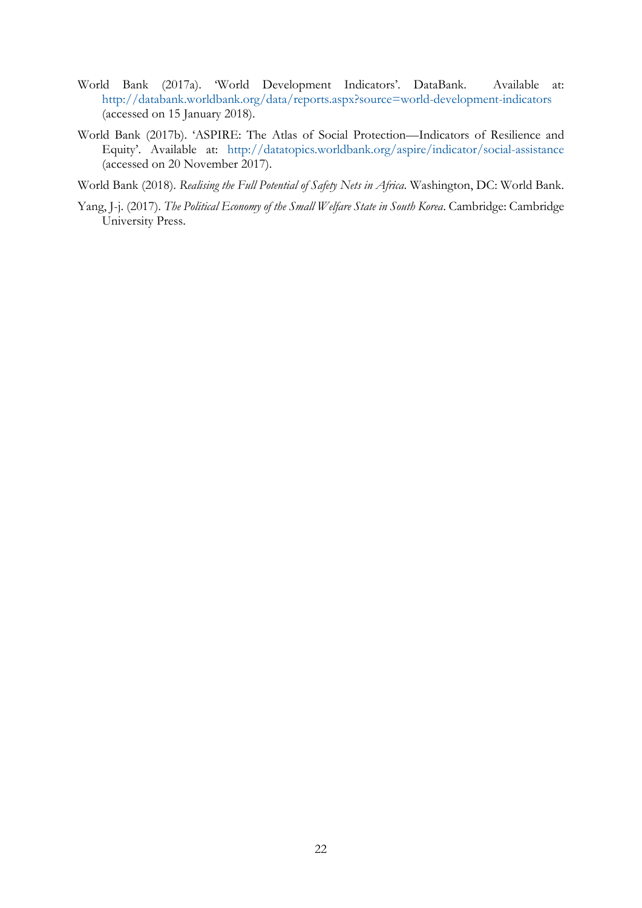World Bank (2017a). 'World Development Indicators'. DataBank. Available at: http://databank.worldbank.org/data/reports.aspx?source=world-development-indicators (accessed on 15 January 2018).

World Bank (2017b). 'ASPIRE: The Atlas of Social Protection—Indicators of Resilience and Equity'. Available at: http://datatopics.worldbank.org/aspire/indicator/social-assistance (accessed on 20 November 2017).

World Bank (2018). *Realising the Full Potential of Safety Nets in Africa*. Washington, DC: World Bank.

Yang, J-j. (2017). *The Political Economy of the Small Welfare State in South Korea*. Cambridge: Cambridge University Press.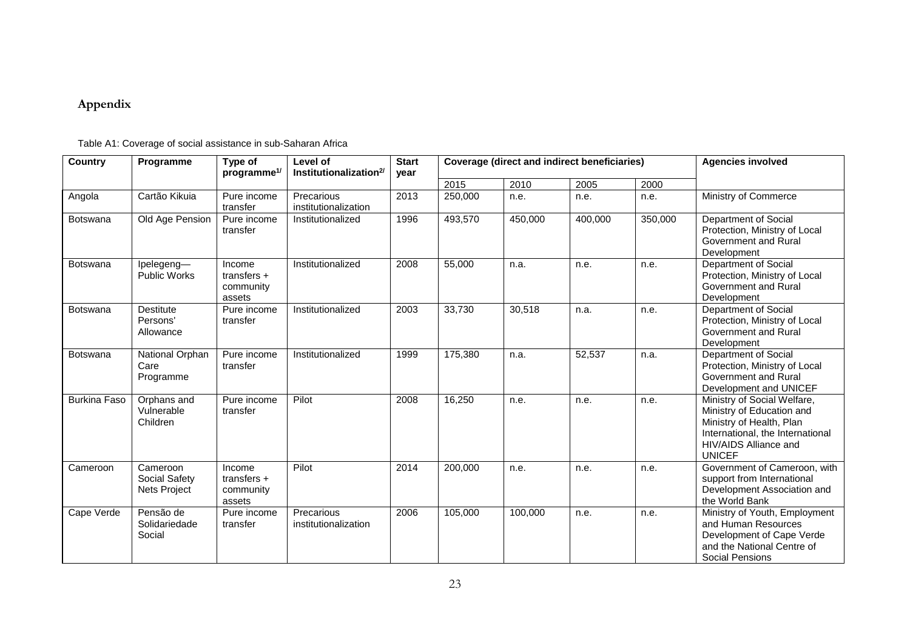## Appendix

Table A1: Coverage of social assistance in sub-Saharan Africa

| Country | Programme | Type of programme[1/] | Level of Institutionalization[2/] | Start year | Coverage (direct and indirect beneficiaries) | | | | Agencies involved |
|---|---|---|---|---|---|---|---|---|---|
| | | | | | 2015 | 2010 | 2005 | 2000 | |
| Angola | Cartão Kikuia | Pure income transfer | Precarious institutionalization | 2013 | 250,000 | n.e. | n.e. | n.e. | Ministry of Commerce |
| Botswana | Old Age Pension | Pure income transfer | Institutionalized | 1996 | 493,570 | 450,000 | 400,000 | 350,000 | Department of Social Protection, Ministry of Local Government and Rural Development |
| Botswana | Ipelegeng—Public Works | Income transfers + community assets | Institutionalized | 2008 | 55,000 | n.a. | n.e. | n.e. | Department of Social Protection, Ministry of Local Government and Rural Development |
| Botswana | Destitute Persons' Allowance | Pure income transfer | Institutionalized | 2003 | 33,730 | 30,518 | n.a. | n.e. | Department of Social Protection, Ministry of Local Government and Rural Development |
| Botswana | National Orphan Care Programme | Pure income transfer | Institutionalized | 1999 | 175,380 | n.a. | 52,537 | n.a. | Department of Social Protection, Ministry of Local Government and Rural Development and UNICEF |
| Burkina Faso | Orphans and Vulnerable Children | Pure income transfer | Pilot | 2008 | 16,250 | n.e. | n.e. | n.e. | Ministry of Social Welfare, Ministry of Education and Ministry of Health, Plan International, the International HIV/AIDS Alliance and UNICEF |
| Cameroon | Cameroon Social Safety Nets Project | Income transfers + community assets | Pilot | 2014 | 200,000 | n.e. | n.e. | n.e. | Government of Cameroon, with support from International Development Association and the World Bank |
| Cape Verde | Pensão de Solidariedade Social | Pure income transfer | Precarious institutionalization | 2006 | 105,000 | 100,000 | n.e. | n.e. | Ministry of Youth, Employment and Human Resources Development of Cape Verde and the National Centre of Social Pensions |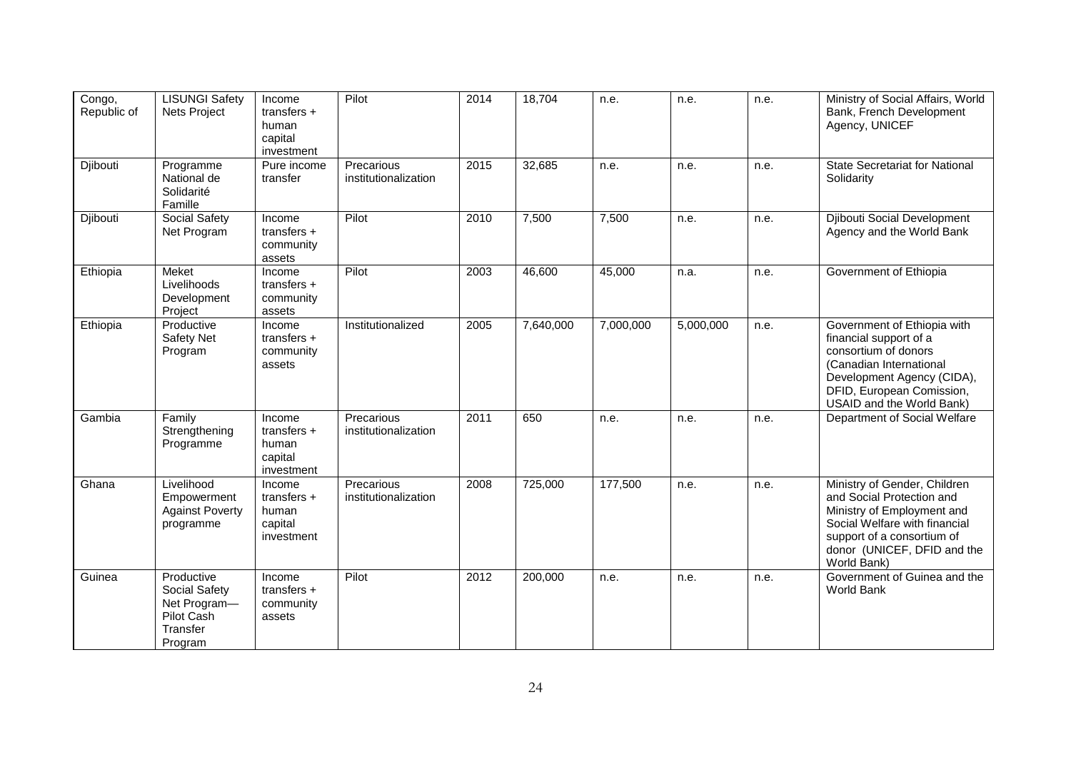| | | | | | | | | | |
|---|---|---|---|---|---|---|---|---|---|
| Congo, Republic of | LISUNGI Safety Nets Project | Income transfers + human capital investment | Pilot | 2014 | 18,704 | n.e. | n.e. | n.e. | Ministry of Social Affairs, World Bank, French Development Agency, UNICEF |
| Djibouti | Programme National de Solidarité Famille | Pure income transfer | Precarious institutionalization | 2015 | 32,685 | n.e. | n.e. | n.e. | State Secretariat for National Solidarity |
| Djibouti | Social Safety Net Program | Income transfers + community assets | Pilot | 2010 | 7,500 | 7,500 | n.e. | n.e. | Djibouti Social Development Agency and the World Bank |
| Ethiopia | Meket Livelihoods Development Project | Income transfers + community assets | Pilot | 2003 | 46,600 | 45,000 | n.a. | n.e. | Government of Ethiopia |
| Ethiopia | Productive Safety Net Program | Income transfers + community assets | Institutionalized | 2005 | 7,640,000 | 7,000,000 | 5,000,000 | n.e. | Government of Ethiopia with financial support of a consortium of donors (Canadian International Development Agency (CIDA), DFID, European Comission, USAID and the World Bank) |
| Gambia | Family Strengthening Programme | Income transfers + human capital investment | Precarious institutionalization | 2011 | 650 | n.e. | n.e. | n.e. | Department of Social Welfare |
| Ghana | Livelihood Empowerment Against Poverty programme | Income transfers + human capital investment | Precarious institutionalization | 2008 | 725,000 | 177,500 | n.e. | n.e. | Ministry of Gender, Children and Social Protection and Ministry of Employment and Social Welfare with financial support of a consortium of donor (UNICEF, DFID and the World Bank) |
| Guinea | Productive Social Safety Net Program—Pilot Cash Transfer Program | Income transfers + community assets | Pilot | 2012 | 200,000 | n.e. | n.e. | n.e. | Government of Guinea and the World Bank |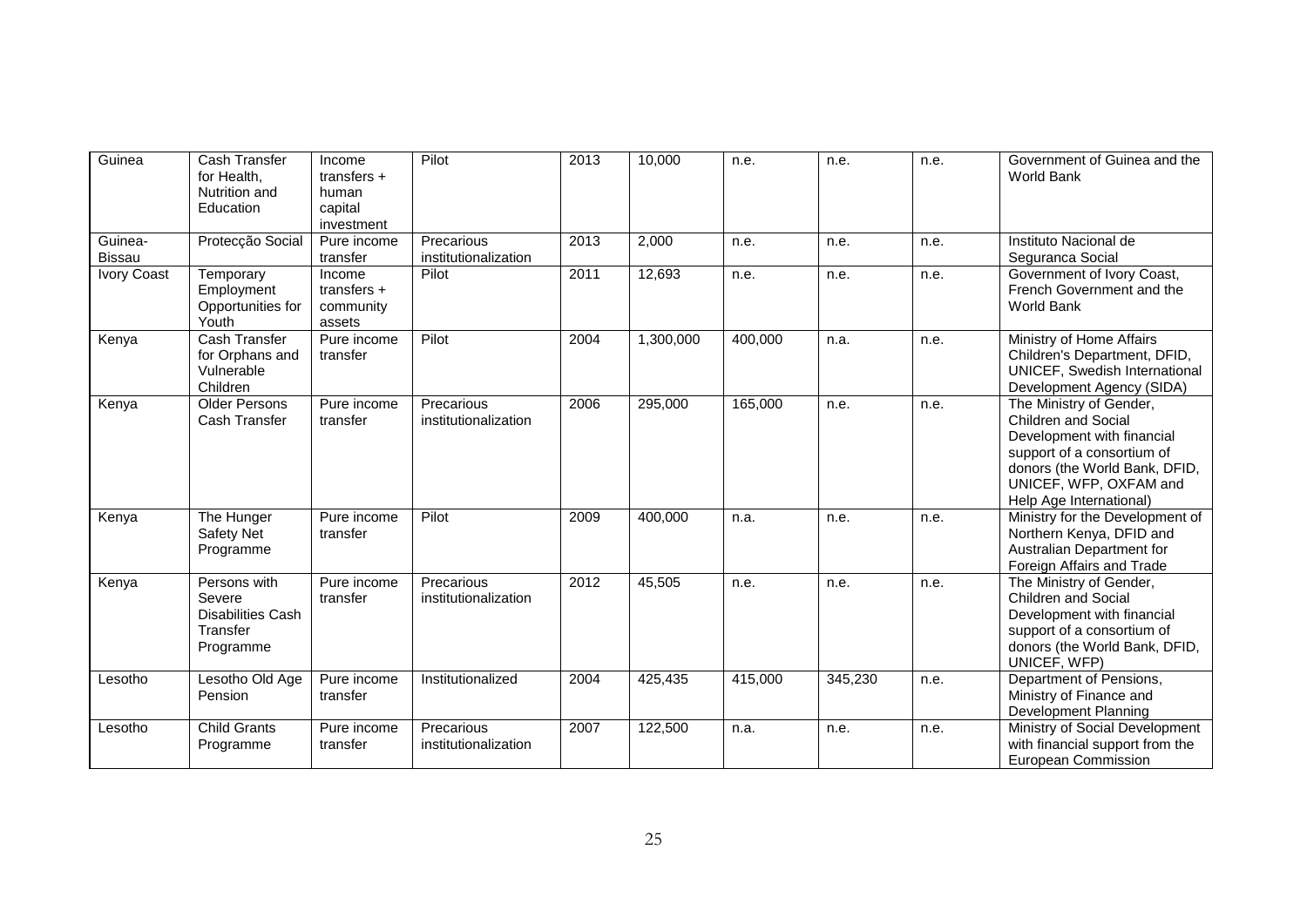| Guinea | Cash Transfer for Health, Nutrition and Education | Income transfers + human capital investment | Pilot | 2013 | 10,000 | n.e. | n.e. | n.e. | Government of Guinea and the World Bank |
|---|---|---|---|---|---|---|---|---|---|
| Guinea-Bissau | Protecção Social | Pure income transfer | Precarious institutionalization | 2013 | 2,000 | n.e. | n.e. | n.e. | Instituto Nacional de Seguranca Social |
| Ivory Coast | Temporary Employment Opportunities for Youth | Income transfers + community assets | Pilot | 2011 | 12,693 | n.e. | n.e. | n.e. | Government of Ivory Coast, French Government and the World Bank |
| Kenya | Cash Transfer for Orphans and Vulnerable Children | Pure income transfer | Pilot | 2004 | 1,300,000 | 400,000 | n.a. | n.e. | Ministry of Home Affairs Children's Department, DFID, UNICEF, Swedish International Development Agency (SIDA) |
| Kenya | Older Persons Cash Transfer | Pure income transfer | Precarious institutionalization | 2006 | 295,000 | 165,000 | n.e. | n.e. | The Ministry of Gender, Children and Social Development with financial support of a consortium of donors (the World Bank, DFID, UNICEF, WFP, OXFAM and Help Age International) |
| Kenya | The Hunger Safety Net Programme | Pure income transfer | Pilot | 2009 | 400,000 | n.a. | n.e. | n.e. | Ministry for the Development of Northern Kenya, DFID and Australian Department for Foreign Affairs and Trade |
| Kenya | Persons with Severe Disabilities Cash Transfer Programme | Pure income transfer | Precarious institutionalization | 2012 | 45,505 | n.e. | n.e. | n.e. | The Ministry of Gender, Children and Social Development with financial support of a consortium of donors (the World Bank, DFID, UNICEF, WFP) |
| Lesotho | Lesotho Old Age Pension | Pure income transfer | Institutionalized | 2004 | 425,435 | 415,000 | 345,230 | n.e. | Department of Pensions, Ministry of Finance and Development Planning |
| Lesotho | Child Grants Programme | Pure income transfer | Precarious institutionalization | 2007 | 122,500 | n.a. | n.e. | n.e. | Ministry of Social Development with financial support from the European Commission |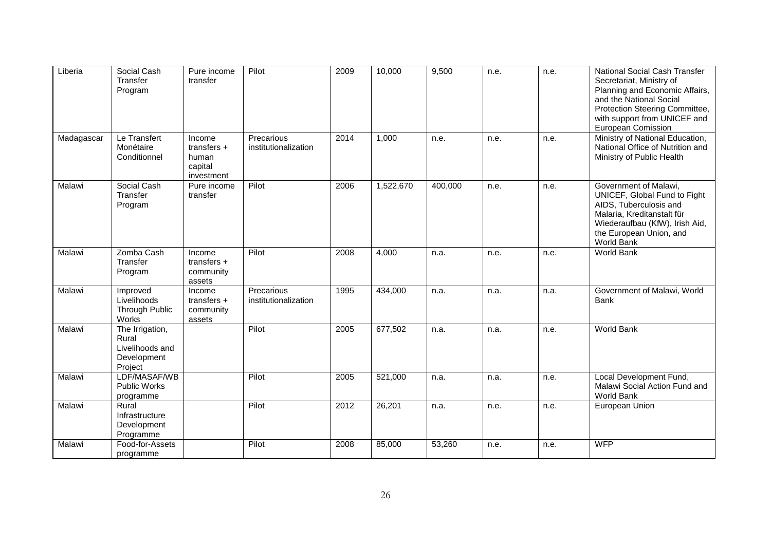| Liberia | Social Cash Transfer Program | Pure income transfer | Pilot | 2009 | 10,000 | 9,500 | n.e. | n.e. | National Social Cash Transfer Secretariat, Ministry of Planning and Economic Affairs, and the National Social Protection Steering Committee, with support from UNICEF and European Comission |
|---|---|---|---|---|---|---|---|---|---|
| Madagascar | Le Transfert Monétaire Conditionnel | Income transfers + human capital investment | Precarious institutionalization | 2014 | 1,000 | n.e. | n.e. | n.e. | Ministry of National Education, National Office of Nutrition and Ministry of Public Health |
| Malawi | Social Cash Transfer Program | Pure income transfer | Pilot | 2006 | 1,522,670 | 400,000 | n.e. | n.e. | Government of Malawi, UNICEF, Global Fund to Fight AIDS, Tuberculosis and Malaria, Kreditanstalt für Wiederaufbau (KfW), Irish Aid, the European Union, and World Bank |
| Malawi | Zomba Cash Transfer Program | Income transfers + community assets | Pilot | 2008 | 4,000 | n.a. | n.e. | n.e. | World Bank |
| Malawi | Improved Livelihoods Through Public Works | Income transfers + community assets | Precarious institutionalization | 1995 | 434,000 | n.a. | n.a. | n.a. | Government of Malawi, World Bank |
| Malawi | The Irrigation, Rural Livelihoods and Development Project | | Pilot | 2005 | 677,502 | n.a. | n.a. | n.e. | World Bank |
| Malawi | LDF/MASAF/WB Public Works programme | | Pilot | 2005 | 521,000 | n.a. | n.a. | n.e. | Local Development Fund, Malawi Social Action Fund and World Bank |
| Malawi | Rural Infrastructure Development Programme | | Pilot | 2012 | 26,201 | n.a. | n.e. | n.e. | European Union |
| Malawi | Food-for-Assets programme | | Pilot | 2008 | 85,000 | 53,260 | n.e. | n.e. | WFP |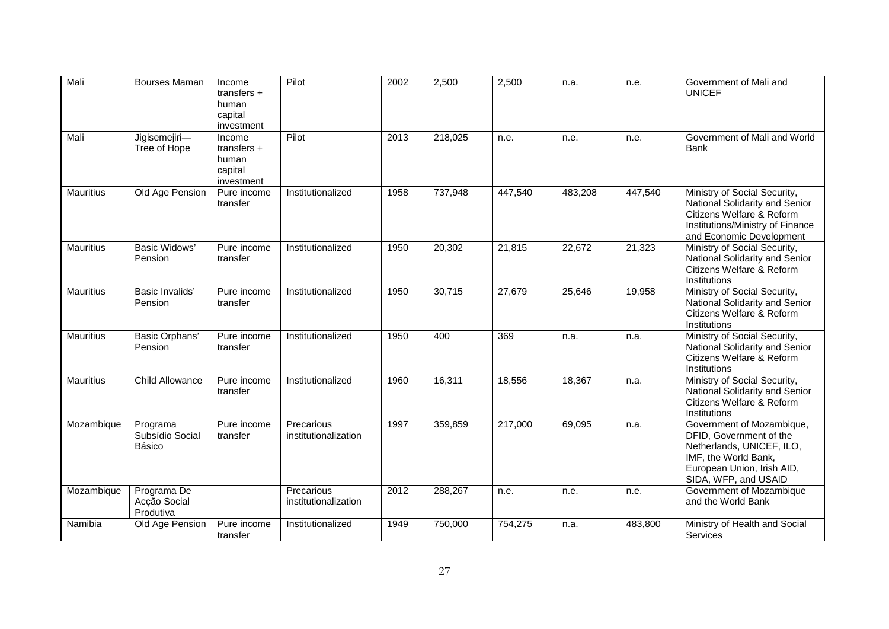| Mali | Bourses Maman | Income transfers + human capital investment | Pilot | 2002 | 2,500 | 2,500 | n.a. | n.e. | Government of Mali and UNICEF |
|---|---|---|---|---|---|---|---|---|---|
| Mali | Jigisemejiri—Tree of Hope | Income transfers + human capital investment | Pilot | 2013 | 218,025 | n.e. | n.e. | n.e. | Government of Mali and World Bank |
| Mauritius | Old Age Pension | Pure income transfer | Institutionalized | 1958 | 737,948 | 447,540 | 483,208 | 447,540 | Ministry of Social Security, National Solidarity and Senior Citizens Welfare & Reform Institutions/Ministry of Finance and Economic Development |
| Mauritius | Basic Widows' Pension | Pure income transfer | Institutionalized | 1950 | 20,302 | 21,815 | 22,672 | 21,323 | Ministry of Social Security, National Solidarity and Senior Citizens Welfare & Reform Institutions |
| Mauritius | Basic Invalids' Pension | Pure income transfer | Institutionalized | 1950 | 30,715 | 27,679 | 25,646 | 19,958 | Ministry of Social Security, National Solidarity and Senior Citizens Welfare & Reform Institutions |
| Mauritius | Basic Orphans' Pension | Pure income transfer | Institutionalized | 1950 | 400 | 369 | n.a. | n.a. | Ministry of Social Security, National Solidarity and Senior Citizens Welfare & Reform Institutions |
| Mauritius | Child Allowance | Pure income transfer | Institutionalized | 1960 | 16,311 | 18,556 | 18,367 | n.a. | Ministry of Social Security, National Solidarity and Senior Citizens Welfare & Reform Institutions |
| Mozambique | Programa Subsídio Social Básico | Pure income transfer | Precarious institutionalization | 1997 | 359,859 | 217,000 | 69,095 | n.a. | Government of Mozambique, DFID, Government of the Netherlands, UNICEF, ILO, IMF, the World Bank, European Union, Irish AID, SIDA, WFP, and USAID |
| Mozambique | Programa De Acção Social Produtiva | | Precarious institutionalization | 2012 | 288,267 | n.e. | n.e. | n.e. | Government of Mozambique and the World Bank |
| Namibia | Old Age Pension | Pure income transfer | Institutionalized | 1949 | 750,000 | 754,275 | n.a. | 483,800 | Ministry of Health and Social Services |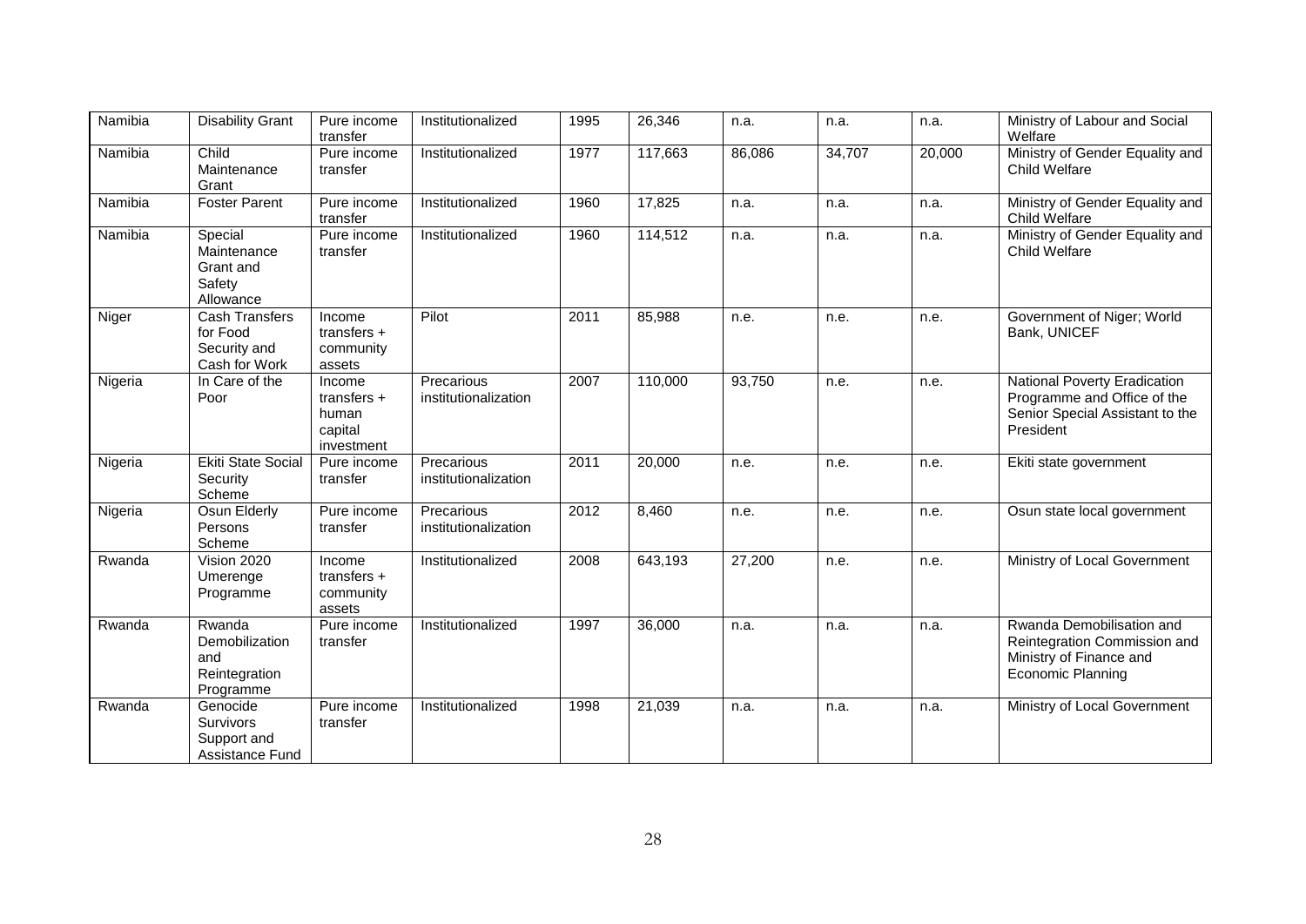| Namibia | Disability Grant | Pure income transfer | Institutionalized | 1995 | 26,346 | n.a. | n.a. | n.a. | Ministry of Labour and Social Welfare |
|---|---|---|---|---|---|---|---|---|---|
| Namibia | Child Maintenance Grant | Pure income transfer | Institutionalized | 1977 | 117,663 | 86,086 | 34,707 | 20,000 | Ministry of Gender Equality and Child Welfare |
| Namibia | Foster Parent | Pure income transfer | Institutionalized | 1960 | 17,825 | n.a. | n.a. | n.a. | Ministry of Gender Equality and Child Welfare |
| Namibia | Special Maintenance Grant and Safety Allowance | Pure income transfer | Institutionalized | 1960 | 114,512 | n.a. | n.a. | n.a. | Ministry of Gender Equality and Child Welfare |
| Niger | Cash Transfers for Food Security and Cash for Work | Income transfers + community assets | Pilot | 2011 | 85,988 | n.e. | n.e. | n.e. | Government of Niger; World Bank, UNICEF |
| Nigeria | In Care of the Poor | Income transfers + human capital investment | Precarious institutionalization | 2007 | 110,000 | 93,750 | n.e. | n.e. | National Poverty Eradication Programme and Office of the Senior Special Assistant to the President |
| Nigeria | Ekiti State Social Security Scheme | Pure income transfer | Precarious institutionalization | 2011 | 20,000 | n.e. | n.e. | n.e. | Ekiti state government |
| Nigeria | Osun Elderly Persons Scheme | Pure income transfer | Precarious institutionalization | 2012 | 8,460 | n.e. | n.e. | n.e. | Osun state local government |
| Rwanda | Vision 2020 Umerenge Programme | Income transfers + community assets | Institutionalized | 2008 | 643,193 | 27,200 | n.e. | n.e. | Ministry of Local Government |
| Rwanda | Rwanda Demobilization and Reintegration Programme | Pure income transfer | Institutionalized | 1997 | 36,000 | n.a. | n.a. | n.a. | Rwanda Demobilisation and Reintegration Commission and Ministry of Finance and Economic Planning |
| Rwanda | Genocide Survivors Support and Assistance Fund | Pure income transfer | Institutionalized | 1998 | 21,039 | n.a. | n.a. | n.a. | Ministry of Local Government |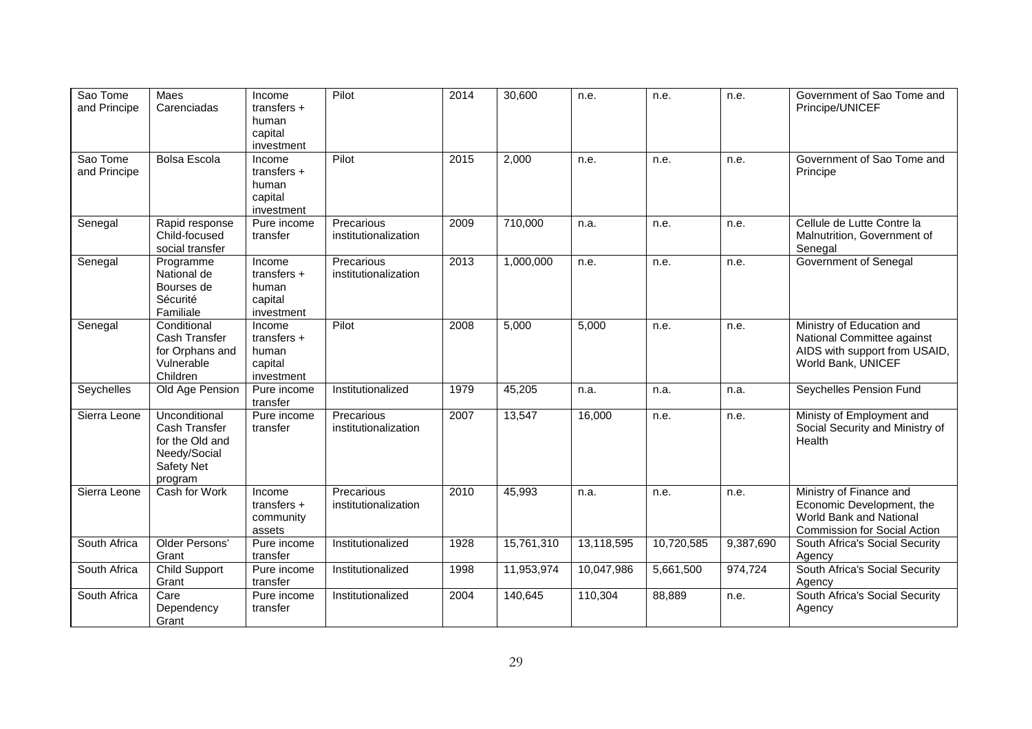| Sao Tome and Principe | Maes Carenciadas | Income transfers + human capital investment | Pilot | 2014 | 30,600 | n.e. | n.e. | n.e. | Government of Sao Tome and Principe/UNICEF |
|---|---|---|---|---|---|---|---|---|---|
| Sao Tome and Principe | Bolsa Escola | Income transfers + human capital investment | Pilot | 2015 | 2,000 | n.e. | n.e. | n.e. | Government of Sao Tome and Principe |
| Senegal | Rapid response Child-focused social transfer | Pure income transfer | Precarious institutionalization | 2009 | 710,000 | n.a. | n.e. | n.e. | Cellule de Lutte Contre la Malnutrition, Government of Senegal |
| Senegal | Programme National de Bourses de Sécurité Familiale | Income transfers + human capital investment | Precarious institutionalization | 2013 | 1,000,000 | n.e. | n.e. | n.e. | Government of Senegal |
| Senegal | Conditional Cash Transfer for Orphans and Vulnerable Children | Income transfers + human capital investment | Pilot | 2008 | 5,000 | 5,000 | n.e. | n.e. | Ministry of Education and National Committee against AIDS with support from USAID, World Bank, UNICEF |
| Seychelles | Old Age Pension | Pure income transfer | Institutionalized | 1979 | 45,205 | n.a. | n.a. | n.a. | Seychelles Pension Fund |
| Sierra Leone | Unconditional Cash Transfer for the Old and Needy/Social Safety Net program | Pure income transfer | Precarious institutionalization | 2007 | 13,547 | 16,000 | n.e. | n.e. | Ministy of Employment and Social Security and Ministry of Health |
| Sierra Leone | Cash for Work | Income transfers + community assets | Precarious institutionalization | 2010 | 45,993 | n.a. | n.e. | n.e. | Ministry of Finance and Economic Development, the World Bank and National Commission for Social Action |
| South Africa | Older Persons' Grant | Pure income transfer | Institutionalized | 1928 | 15,761,310 | 13,118,595 | 10,720,585 | 9,387,690 | South Africa's Social Security Agency |
| South Africa | Child Support Grant | Pure income transfer | Institutionalized | 1998 | 11,953,974 | 10,047,986 | 5,661,500 | 974,724 | South Africa's Social Security Agency |
| South Africa | Care Dependency Grant | Pure income transfer | Institutionalized | 2004 | 140,645 | 110,304 | 88,889 | n.e. | South Africa's Social Security Agency |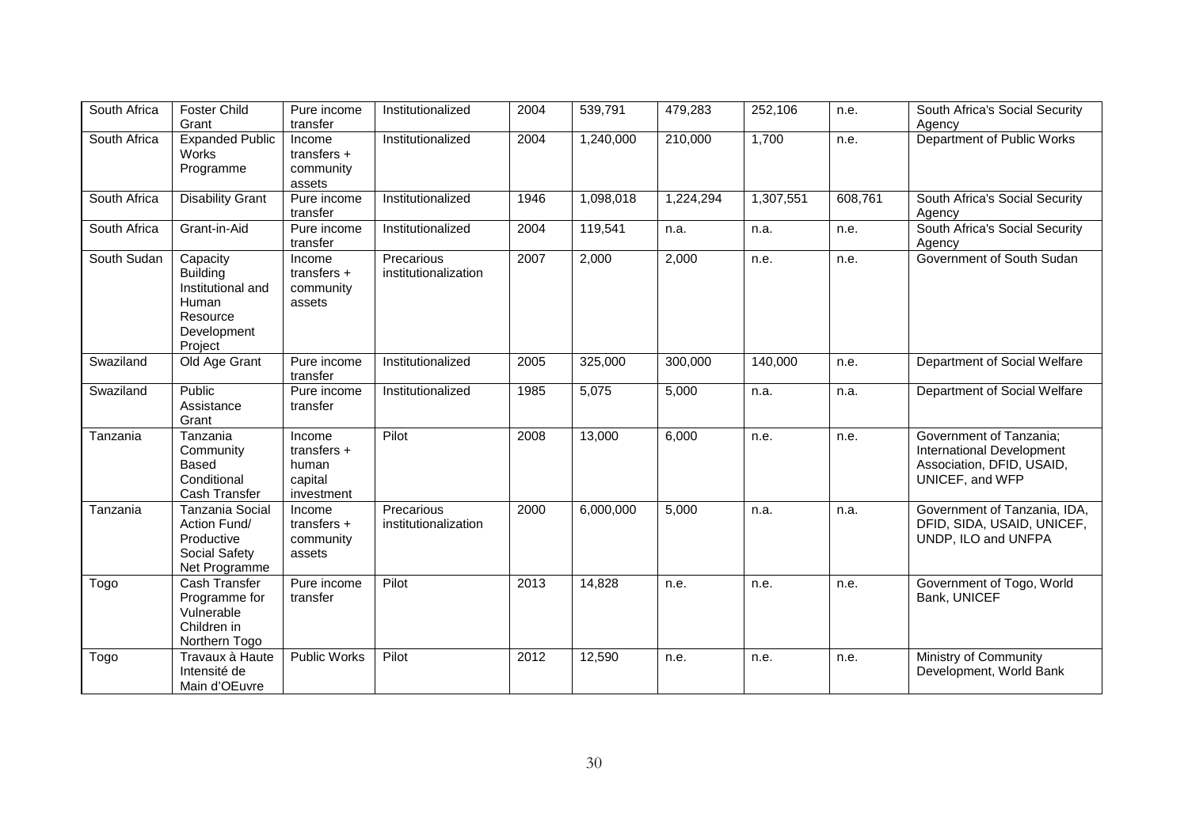| South Africa | Foster Child Grant | Pure income transfer | Institutionalized | 2004 | 539,791 | 479,283 | 252,106 | n.e. | South Africa's Social Security Agency |
|---|---|---|---|---|---|---|---|---|---|
| South Africa | Expanded Public Works Programme | Income transfers + community assets | Institutionalized | 2004 | 1,240,000 | 210,000 | 1,700 | n.e. | Department of Public Works |
| South Africa | Disability Grant | Pure income transfer | Institutionalized | 1946 | 1,098,018 | 1,224,294 | 1,307,551 | 608,761 | South Africa's Social Security Agency |
| South Africa | Grant-in-Aid | Pure income transfer | Institutionalized | 2004 | 119,541 | n.a. | n.a. | n.e. | South Africa's Social Security Agency |
| South Sudan | Capacity Building Institutional and Human Resource Development Project | Income transfers + community assets | Precarious institutionalization | 2007 | 2,000 | 2,000 | n.e. | n.e. | Government of South Sudan |
| Swaziland | Old Age Grant | Pure income transfer | Institutionalized | 2005 | 325,000 | 300,000 | 140,000 | n.e. | Department of Social Welfare |
| Swaziland | Public Assistance Grant | Pure income transfer | Institutionalized | 1985 | 5,075 | 5,000 | n.a. | n.a. | Department of Social Welfare |
| Tanzania | Tanzania Community Based Conditional Cash Transfer | Income transfers + human capital investment | Pilot | 2008 | 13,000 | 6,000 | n.e. | n.e. | Government of Tanzania; International Development Association, DFID, USAID, UNICEF, and WFP |
| Tanzania | Tanzania Social Action Fund/ Productive Social Safety Net Programme | Income transfers + community assets | Precarious institutionalization | 2000 | 6,000,000 | 5,000 | n.a. | n.a. | Government of Tanzania, IDA, DFID, SIDA, USAID, UNICEF, UNDP, ILO and UNFPA |
| Togo | Cash Transfer Programme for Vulnerable Children in Northern Togo | Pure income transfer | Pilot | 2013 | 14,828 | n.e. | n.e. | n.e. | Government of Togo, World Bank, UNICEF |
| Togo | Travaux à Haute Intensité de Main d'OEuvre | Public Works | Pilot | 2012 | 12,590 | n.e. | n.e. | n.e. | Ministry of Community Development, World Bank |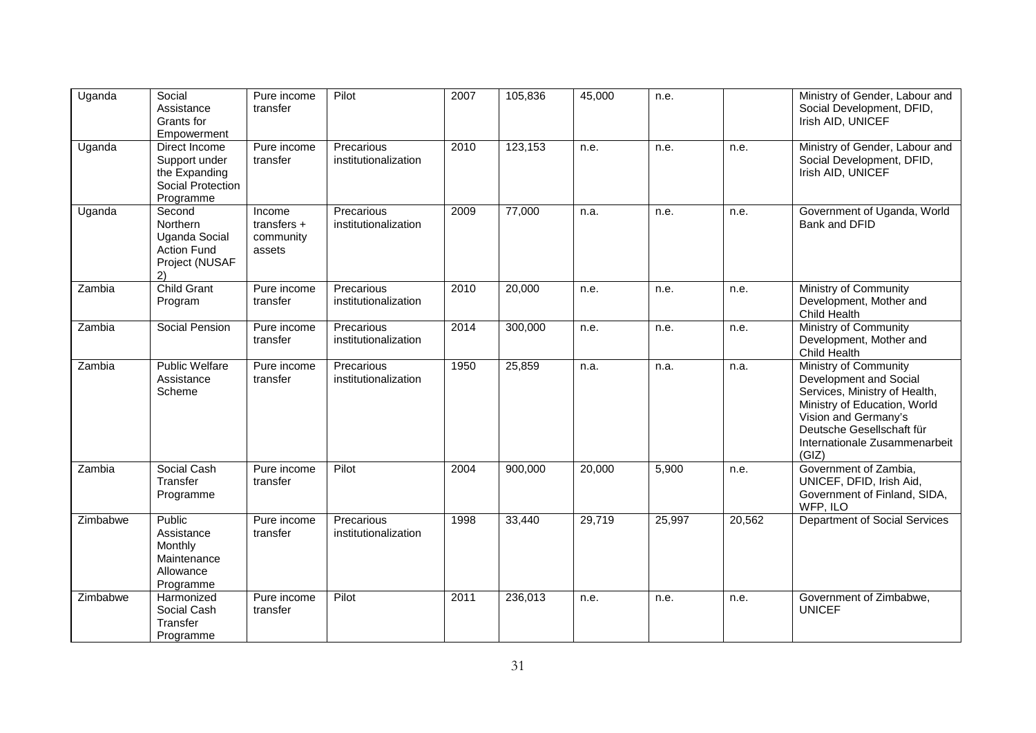| Uganda | Social Assistance Grants for Empowerment | Pure income transfer | Pilot | 2007 | 105,836 | 45,000 | n.e. | | Ministry of Gender, Labour and Social Development, DFID, Irish AID, UNICEF |
|---|---|---|---|---|---|---|---|---|---|
| Uganda | Direct Income Support under the Expanding Social Protection Programme | Pure income transfer | Precarious institutionalization | 2010 | 123,153 | n.e. | n.e. | n.e. | Ministry of Gender, Labour and Social Development, DFID, Irish AID, UNICEF |
| Uganda | Second Northern Uganda Social Action Fund Project (NUSAF 2) | Income transfers + community assets | Precarious institutionalization | 2009 | 77,000 | n.a. | n.e. | n.e. | Government of Uganda, World Bank and DFID |
| Zambia | Child Grant Program | Pure income transfer | Precarious institutionalization | 2010 | 20,000 | n.e. | n.e. | n.e. | Ministry of Community Development, Mother and Child Health |
| Zambia | Social Pension | Pure income transfer | Precarious institutionalization | 2014 | 300,000 | n.e. | n.e. | n.e. | Ministry of Community Development, Mother and Child Health |
| Zambia | Public Welfare Assistance Scheme | Pure income transfer | Precarious institutionalization | 1950 | 25,859 | n.a. | n.a. | n.a. | Ministry of Community Development and Social Services, Ministry of Health, Ministry of Education, World Vision and Germany's Deutsche Gesellschaft für Internationale Zusammenarbeit (GIZ) |
| Zambia | Social Cash Transfer Programme | Pure income transfer | Pilot | 2004 | 900,000 | 20,000 | 5,900 | n.e. | Government of Zambia, UNICEF, DFID, Irish Aid, Government of Finland, SIDA, WFP, ILO |
| Zimbabwe | Public Assistance Monthly Maintenance Allowance Programme | Pure income transfer | Precarious institutionalization | 1998 | 33,440 | 29,719 | 25,997 | 20,562 | Department of Social Services |
| Zimbabwe | Harmonized Social Cash Transfer Programme | Pure income transfer | Pilot | 2011 | 236,013 | n.e. | n.e. | n.e. | Government of Zimbabwe, UNICEF |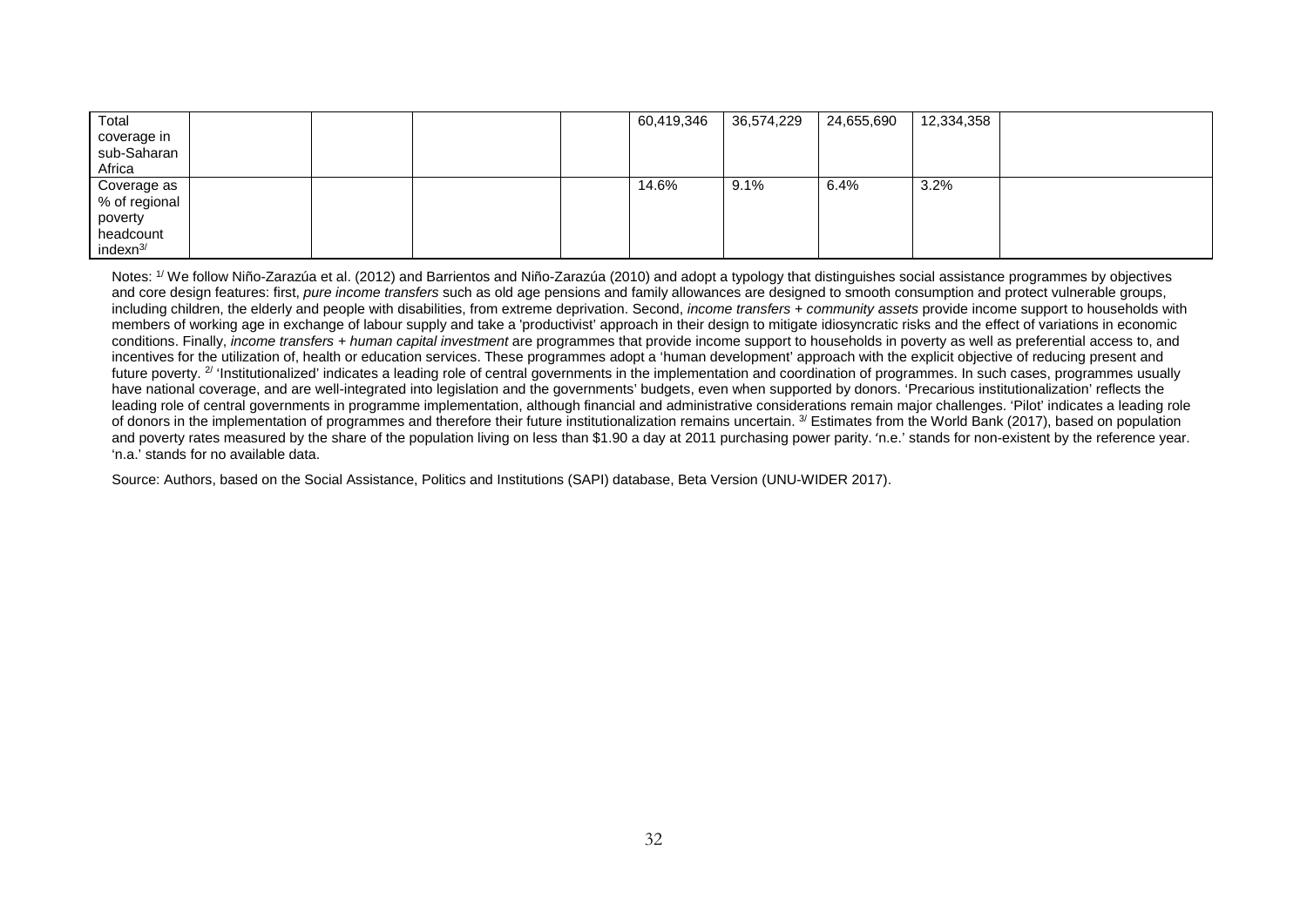| | | | | | | | | | |
|---|---|---|---|---|---|---|---|---|---|
| Total coverage in sub-Saharan Africa | | | | | 60,419,346 | 36,574,229 | 24,655,690 | 12,334,358 | |
| Coverage as % of regional poverty headcount indexn[3/] | | | | | 14.6% | 9.1% | 6.4% | 3.2% | |

Notes: [1/] We follow Niño-Zarazúa et al. (2012) and Barrientos and Niño-Zarazúa (2010) and adopt a typology that distinguishes social assistance programmes by objectives and core design features: first, *pure income transfers* such as old age pensions and family allowances are designed to smooth consumption and protect vulnerable groups, including children, the elderly and people with disabilities, from extreme deprivation. Second, *income transfers + community assets* provide income support to households with members of working age in exchange of labour supply and take a 'productivist' approach in their design to mitigate idiosyncratic risks and the effect of variations in economic conditions. Finally, *income transfers + human capital investment* are programmes that provide income support to households in poverty as well as preferential access to, and incentives for the utilization of, health or education services. These programmes adopt a 'human development' approach with the explicit objective of reducing present and future poverty. [2/] 'Institutionalized' indicates a leading role of central governments in the implementation and coordination of programmes. In such cases, programmes usually have national coverage, and are well-integrated into legislation and the governments' budgets, even when supported by donors. 'Precarious institutionalization' reflects the leading role of central governments in programme implementation, although financial and administrative considerations remain major challenges. 'Pilot' indicates a leading role of donors in the implementation of programmes and therefore their future institutionalization remains uncertain. [3/] Estimates from the World Bank (2017), based on population and poverty rates measured by the share of the population living on less than \$1.90 a day at 2011 purchasing power parity. 'n.e.' stands for non-existent by the reference year. 'n.a.' stands for no available data.

Source: Authors, based on the Social Assistance, Politics and Institutions (SAPI) database, Beta Version (UNU-WIDER 2017).